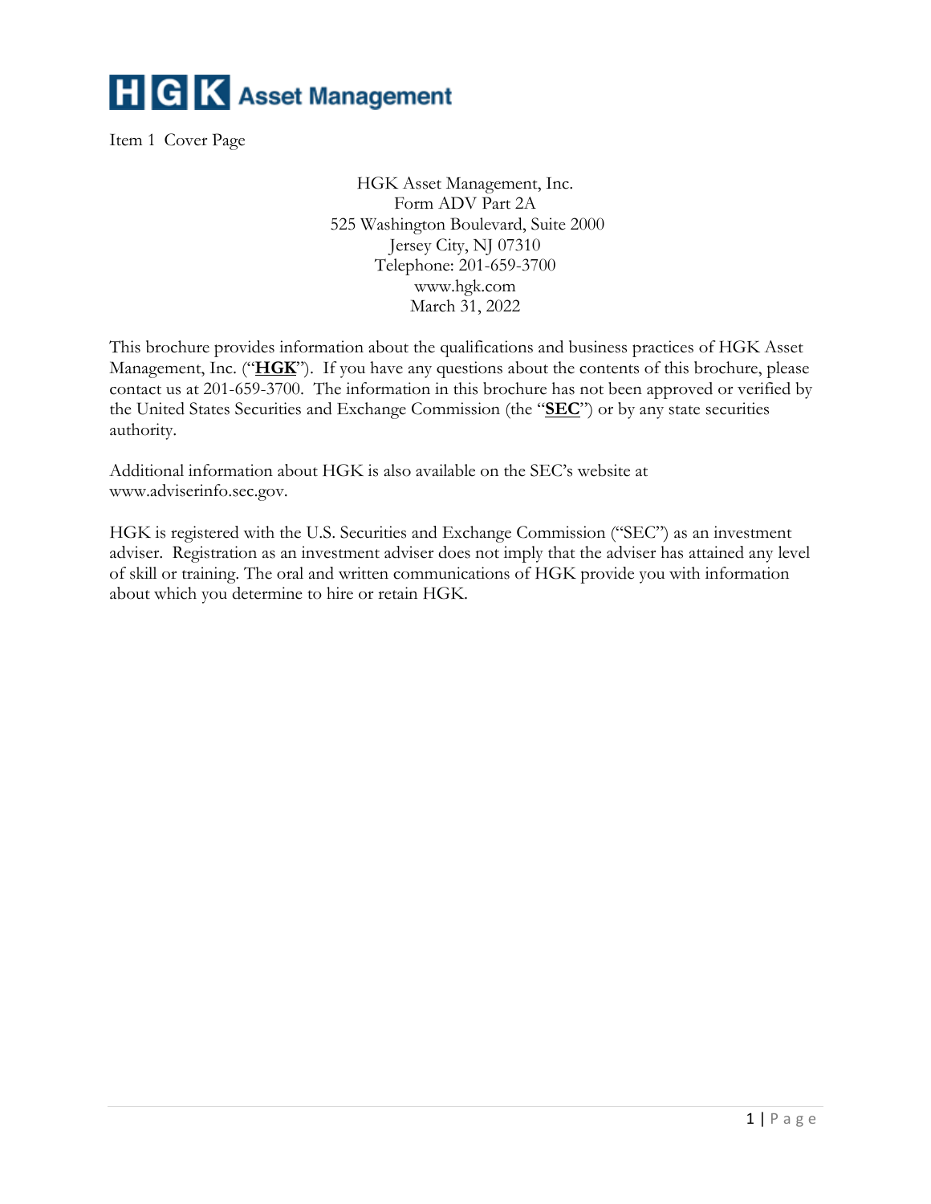**HGK Asset Management**

Item 1 Cover Page

HGK Asset Management, Inc.
Form ADV Part 2A
525 Washington Boulevard, Suite 2000
Jersey City, NJ 07310
Telephone: 201-659-3700
www.hgk.com
March 31, 2022

This brochure provides information about the qualifications and business practices of HGK Asset Management, Inc. ("**HGK**"). If you have any questions about the contents of this brochure, please contact us at 201-659-3700. The information in this brochure has not been approved or verified by the United States Securities and Exchange Commission (the "**SEC**") or by any state securities authority.

Additional information about HGK is also available on the SEC's website at www.adviserinfo.sec.gov.

HGK is registered with the U.S. Securities and Exchange Commission ("SEC") as an investment adviser. Registration as an investment adviser does not imply that the adviser has attained any level of skill or training. The oral and written communications of HGK provide you with information about which you determine to hire or retain HGK.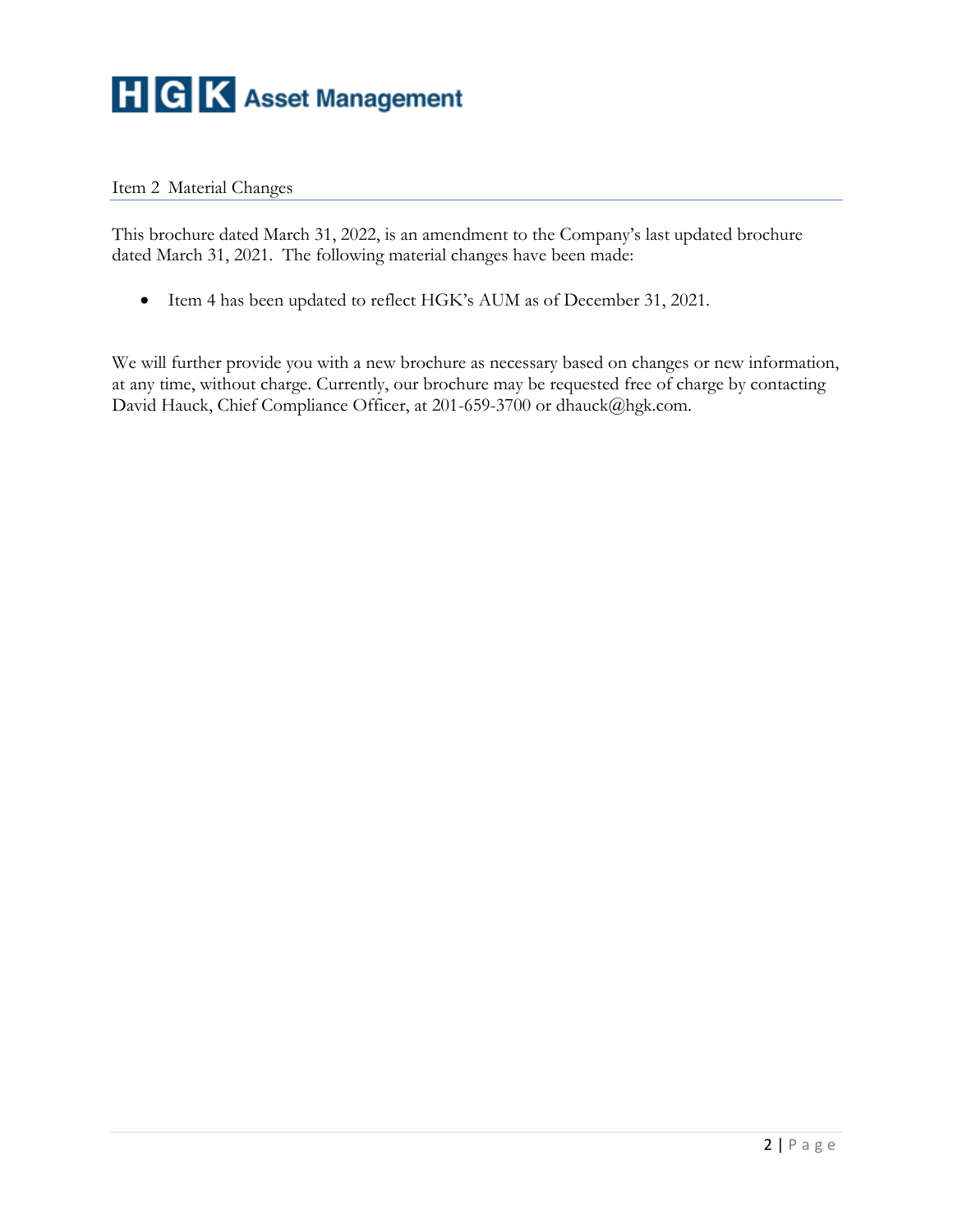## Item 2 Material Changes

This brochure dated March 31, 2022, is an amendment to the Company's last updated brochure dated March 31, 2021. The following material changes have been made:

- Item 4 has been updated to reflect HGK's AUM as of December 31, 2021.

We will further provide you with a new brochure as necessary based on changes or new information, at any time, without charge. Currently, our brochure may be requested free of charge by contacting David Hauck, Chief Compliance Officer, at 201-659-3700 or dhauck@hgk.com.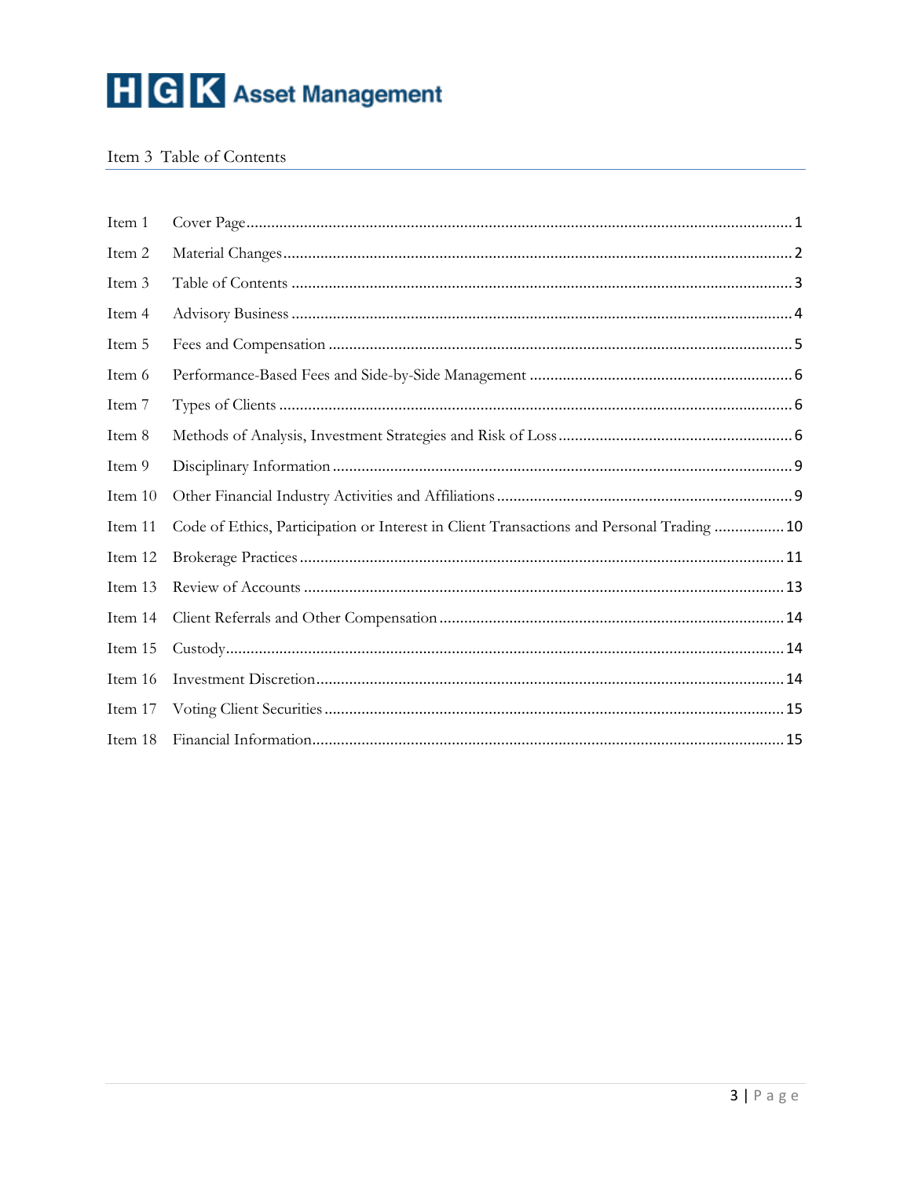HGK Asset Management

## Item 3 Table of Contents

| | | |
|---|---|---|
| Item 1 | Cover Page | 1 |
| Item 2 | Material Changes | 2 |
| Item 3 | Table of Contents | 3 |
| Item 4 | Advisory Business | 4 |
| Item 5 | Fees and Compensation | 5 |
| Item 6 | Performance-Based Fees and Side-by-Side Management | 6 |
| Item 7 | Types of Clients | 6 |
| Item 8 | Methods of Analysis, Investment Strategies and Risk of Loss | 6 |
| Item 9 | Disciplinary Information | 9 |
| Item 10 | Other Financial Industry Activities and Affiliations | 9 |
| Item 11 | Code of Ethics, Participation or Interest in Client Transactions and Personal Trading | 10 |
| Item 12 | Brokerage Practices | 11 |
| Item 13 | Review of Accounts | 13 |
| Item 14 | Client Referrals and Other Compensation | 14 |
| Item 15 | Custody | 14 |
| Item 16 | Investment Discretion | 14 |
| Item 17 | Voting Client Securities | 15 |
| Item 18 | Financial Information | 15 |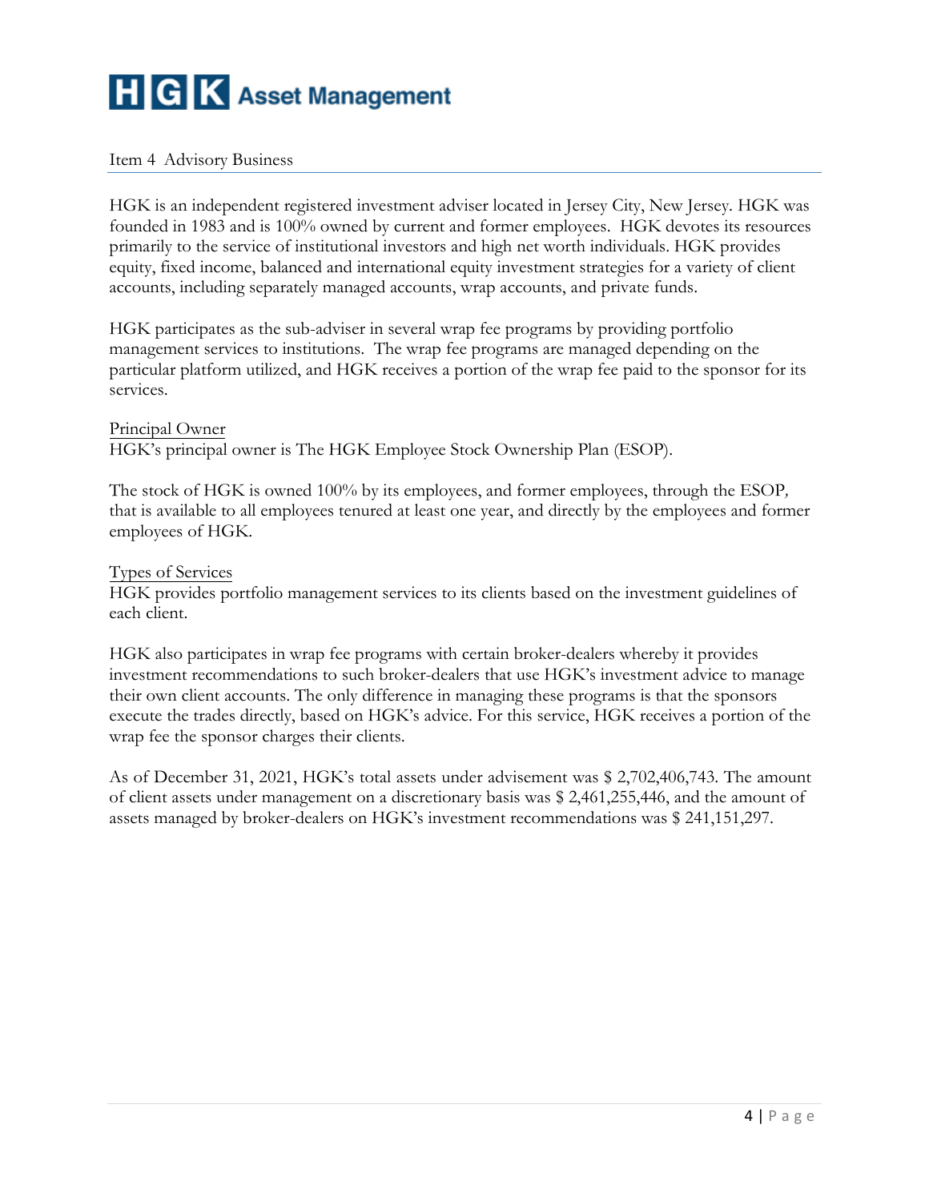# HGK Asset Management

## Item 4 Advisory Business

HGK is an independent registered investment adviser located in Jersey City, New Jersey. HGK was founded in 1983 and is 100% owned by current and former employees. HGK devotes its resources primarily to the service of institutional investors and high net worth individuals. HGK provides equity, fixed income, balanced and international equity investment strategies for a variety of client accounts, including separately managed accounts, wrap accounts, and private funds.

HGK participates as the sub-adviser in several wrap fee programs by providing portfolio management services to institutions. The wrap fee programs are managed depending on the particular platform utilized, and HGK receives a portion of the wrap fee paid to the sponsor for its services.

### Principal Owner

HGK's principal owner is The HGK Employee Stock Ownership Plan (ESOP).

The stock of HGK is owned 100% by its employees, and former employees, through the ESOP, that is available to all employees tenured at least one year, and directly by the employees and former employees of HGK.

### Types of Services

HGK provides portfolio management services to its clients based on the investment guidelines of each client.

HGK also participates in wrap fee programs with certain broker-dealers whereby it provides investment recommendations to such broker-dealers that use HGK's investment advice to manage their own client accounts. The only difference in managing these programs is that the sponsors execute the trades directly, based on HGK's advice. For this service, HGK receives a portion of the wrap fee the sponsor charges their clients.

As of December 31, 2021, HGK's total assets under advisement was $ 2,702,406,743. The amount of client assets under management on a discretionary basis was $ 2,461,255,446, and the amount of assets managed by broker-dealers on HGK's investment recommendations was $ 241,151,297.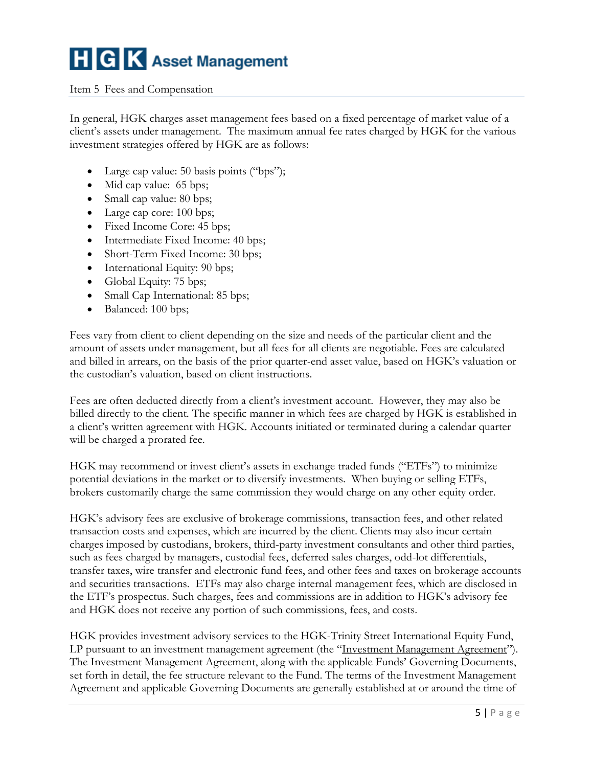## Item 5 Fees and Compensation

In general, HGK charges asset management fees based on a fixed percentage of market value of a client's assets under management. The maximum annual fee rates charged by HGK for the various investment strategies offered by HGK are as follows:

- Large cap value: 50 basis points ("bps");
- Mid cap value: 65 bps;
- Small cap value: 80 bps;
- Large cap core: 100 bps;
- Fixed Income Core: 45 bps;
- Intermediate Fixed Income: 40 bps;
- Short-Term Fixed Income: 30 bps;
- International Equity: 90 bps;
- Global Equity: 75 bps;
- Small Cap International: 85 bps;
- Balanced: 100 bps;

Fees vary from client to client depending on the size and needs of the particular client and the amount of assets under management, but all fees for all clients are negotiable. Fees are calculated and billed in arrears, on the basis of the prior quarter-end asset value, based on HGK's valuation or the custodian's valuation, based on client instructions.

Fees are often deducted directly from a client's investment account. However, they may also be billed directly to the client. The specific manner in which fees are charged by HGK is established in a client's written agreement with HGK. Accounts initiated or terminated during a calendar quarter will be charged a prorated fee.

HGK may recommend or invest client's assets in exchange traded funds ("ETFs") to minimize potential deviations in the market or to diversify investments. When buying or selling ETFs, brokers customarily charge the same commission they would charge on any other equity order.

HGK's advisory fees are exclusive of brokerage commissions, transaction fees, and other related transaction costs and expenses, which are incurred by the client. Clients may also incur certain charges imposed by custodians, brokers, third-party investment consultants and other third parties, such as fees charged by managers, custodial fees, deferred sales charges, odd-lot differentials, transfer taxes, wire transfer and electronic fund fees, and other fees and taxes on brokerage accounts and securities transactions. ETFs may also charge internal management fees, which are disclosed in the ETF's prospectus. Such charges, fees and commissions are in addition to HGK's advisory fee and HGK does not receive any portion of such commissions, fees, and costs.

HGK provides investment advisory services to the HGK-Trinity Street International Equity Fund, LP pursuant to an investment management agreement (the "Investment Management Agreement"). The Investment Management Agreement, along with the applicable Funds' Governing Documents, set forth in detail, the fee structure relevant to the Fund. The terms of the Investment Management Agreement and applicable Governing Documents are generally established at or around the time of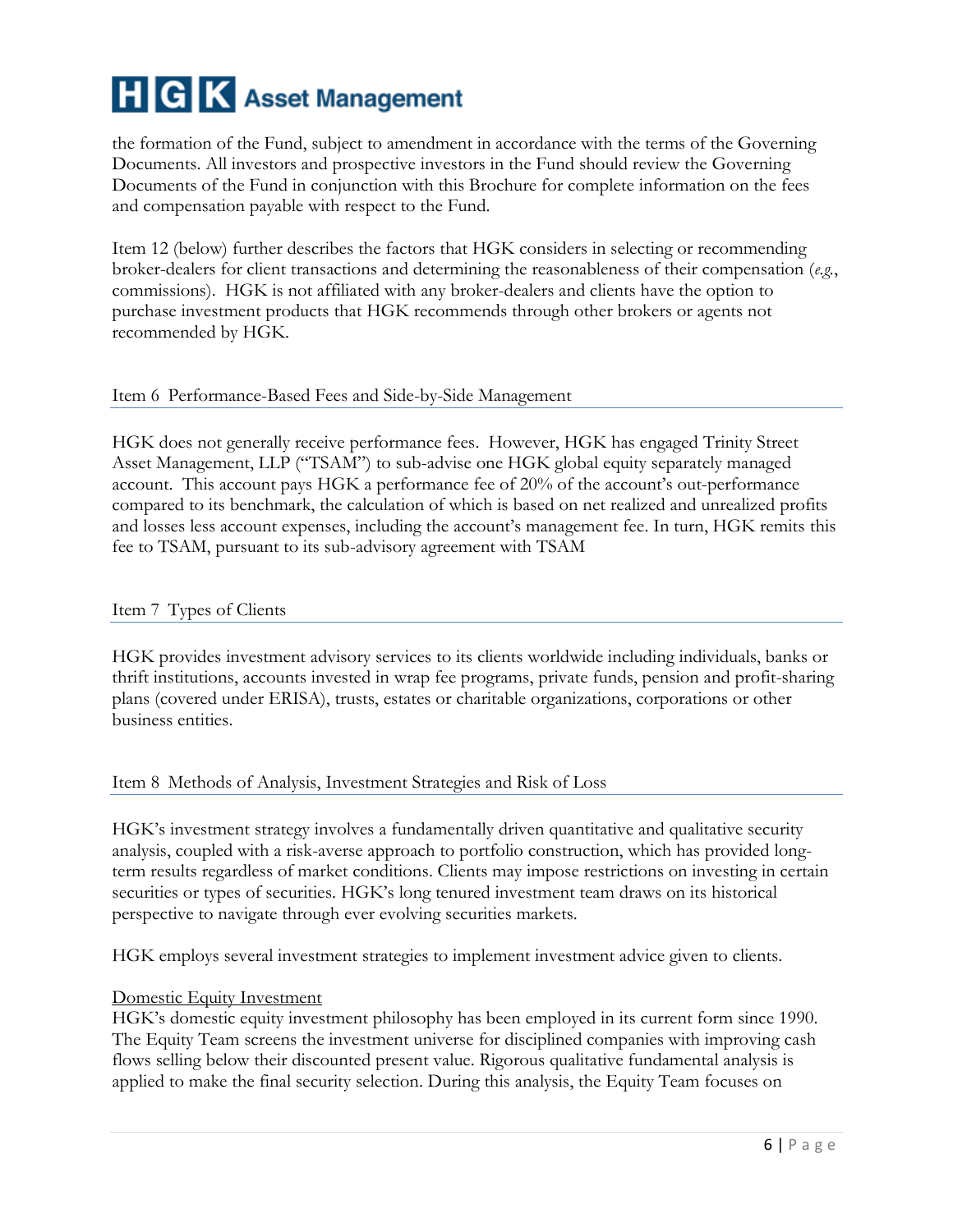the formation of the Fund, subject to amendment in accordance with the terms of the Governing Documents. All investors and prospective investors in the Fund should review the Governing Documents of the Fund in conjunction with this Brochure for complete information on the fees and compensation payable with respect to the Fund.

Item 12 (below) further describes the factors that HGK considers in selecting or recommending broker-dealers for client transactions and determining the reasonableness of their compensation (*e.g.*, commissions). HGK is not affiliated with any broker-dealers and clients have the option to purchase investment products that HGK recommends through other brokers or agents not recommended by HGK.

## Item 6 Performance-Based Fees and Side-by-Side Management

HGK does not generally receive performance fees. However, HGK has engaged Trinity Street Asset Management, LLP ("TSAM") to sub-advise one HGK global equity separately managed account. This account pays HGK a performance fee of 20% of the account's out-performance compared to its benchmark, the calculation of which is based on net realized and unrealized profits and losses less account expenses, including the account's management fee. In turn, HGK remits this fee to TSAM, pursuant to its sub-advisory agreement with TSAM

## Item 7 Types of Clients

HGK provides investment advisory services to its clients worldwide including individuals, banks or thrift institutions, accounts invested in wrap fee programs, private funds, pension and profit-sharing plans (covered under ERISA), trusts, estates or charitable organizations, corporations or other business entities.

## Item 8 Methods of Analysis, Investment Strategies and Risk of Loss

HGK's investment strategy involves a fundamentally driven quantitative and qualitative security analysis, coupled with a risk-averse approach to portfolio construction, which has provided long-term results regardless of market conditions. Clients may impose restrictions on investing in certain securities or types of securities. HGK's long tenured investment team draws on its historical perspective to navigate through ever evolving securities markets.

HGK employs several investment strategies to implement investment advice given to clients.

Domestic Equity Investment

HGK's domestic equity investment philosophy has been employed in its current form since 1990. The Equity Team screens the investment universe for disciplined companies with improving cash flows selling below their discounted present value. Rigorous qualitative fundamental analysis is applied to make the final security selection. During this analysis, the Equity Team focuses on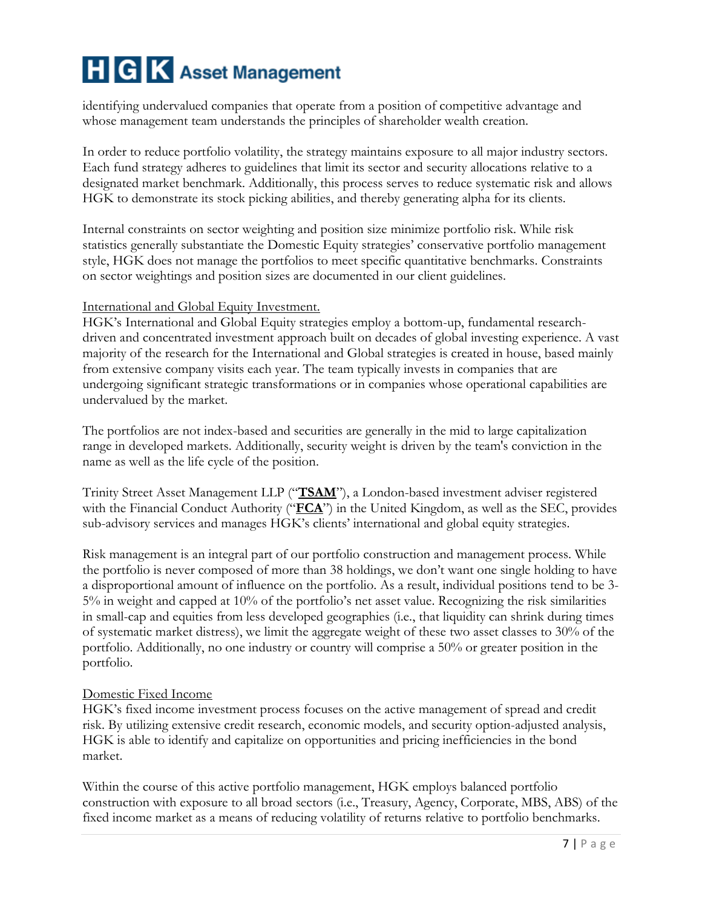identifying undervalued companies that operate from a position of competitive advantage and whose management team understands the principles of shareholder wealth creation.

In order to reduce portfolio volatility, the strategy maintains exposure to all major industry sectors. Each fund strategy adheres to guidelines that limit its sector and security allocations relative to a designated market benchmark. Additionally, this process serves to reduce systematic risk and allows HGK to demonstrate its stock picking abilities, and thereby generating alpha for its clients.

Internal constraints on sector weighting and position size minimize portfolio risk. While risk statistics generally substantiate the Domestic Equity strategies' conservative portfolio management style, HGK does not manage the portfolios to meet specific quantitative benchmarks. Constraints on sector weightings and position sizes are documented in our client guidelines.

International and Global Equity Investment.

HGK's International and Global Equity strategies employ a bottom-up, fundamental research-driven and concentrated investment approach built on decades of global investing experience. A vast majority of the research for the International and Global strategies is created in house, based mainly from extensive company visits each year. The team typically invests in companies that are undergoing significant strategic transformations or in companies whose operational capabilities are undervalued by the market.

The portfolios are not index-based and securities are generally in the mid to large capitalization range in developed markets. Additionally, security weight is driven by the team's conviction in the name as well as the life cycle of the position.

Trinity Street Asset Management LLP ("**TSAM**"), a London-based investment adviser registered with the Financial Conduct Authority ("**FCA**") in the United Kingdom, as well as the SEC, provides sub-advisory services and manages HGK's clients' international and global equity strategies.

Risk management is an integral part of our portfolio construction and management process. While the portfolio is never composed of more than 38 holdings, we don't want one single holding to have a disproportional amount of influence on the portfolio. As a result, individual positions tend to be 3-5% in weight and capped at 10% of the portfolio's net asset value. Recognizing the risk similarities in small-cap and equities from less developed geographies (i.e., that liquidity can shrink during times of systematic market distress), we limit the aggregate weight of these two asset classes to 30% of the portfolio. Additionally, no one industry or country will comprise a 50% or greater position in the portfolio.

Domestic Fixed Income

HGK's fixed income investment process focuses on the active management of spread and credit risk. By utilizing extensive credit research, economic models, and security option-adjusted analysis, HGK is able to identify and capitalize on opportunities and pricing inefficiencies in the bond market.

Within the course of this active portfolio management, HGK employs balanced portfolio construction with exposure to all broad sectors (i.e., Treasury, Agency, Corporate, MBS, ABS) of the fixed income market as a means of reducing volatility of returns relative to portfolio benchmarks.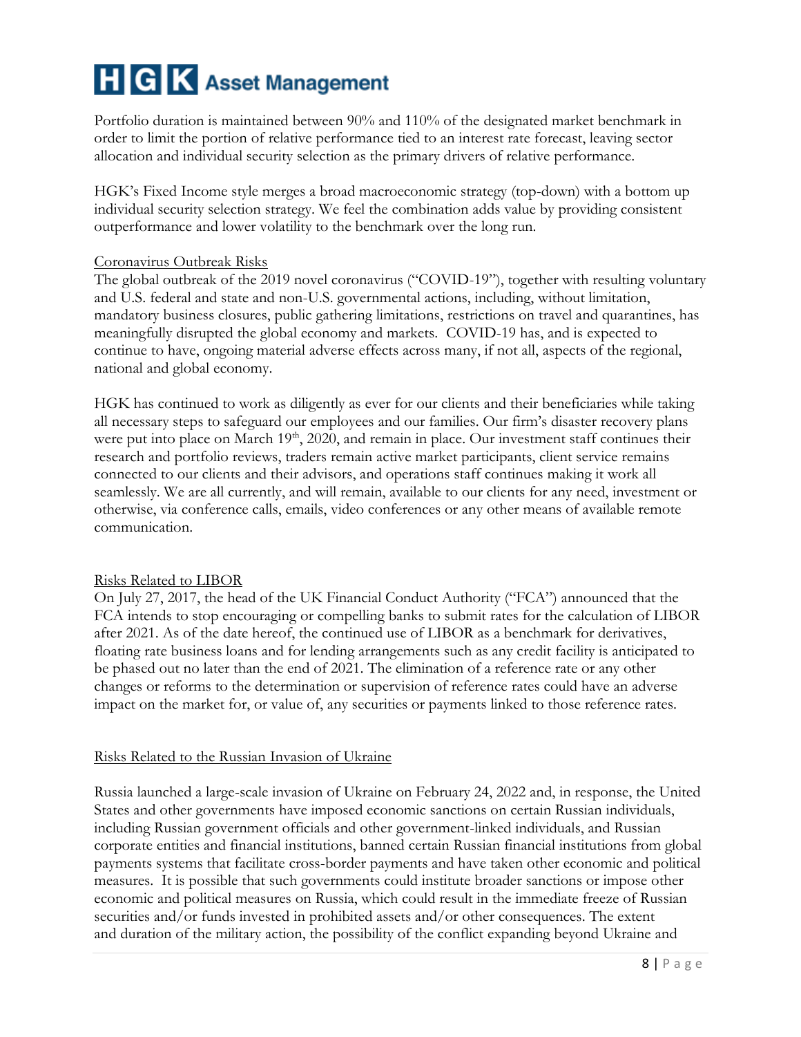Portfolio duration is maintained between 90% and 110% of the designated market benchmark in order to limit the portion of relative performance tied to an interest rate forecast, leaving sector allocation and individual security selection as the primary drivers of relative performance.

HGK's Fixed Income style merges a broad macroeconomic strategy (top-down) with a bottom up individual security selection strategy. We feel the combination adds value by providing consistent outperformance and lower volatility to the benchmark over the long run.

Coronavirus Outbreak Risks

The global outbreak of the 2019 novel coronavirus ("COVID-19"), together with resulting voluntary and U.S. federal and state and non-U.S. governmental actions, including, without limitation, mandatory business closures, public gathering limitations, restrictions on travel and quarantines, has meaningfully disrupted the global economy and markets. COVID-19 has, and is expected to continue to have, ongoing material adverse effects across many, if not all, aspects of the regional, national and global economy.

HGK has continued to work as diligently as ever for our clients and their beneficiaries while taking all necessary steps to safeguard our employees and our families. Our firm's disaster recovery plans were put into place on March 19th, 2020, and remain in place. Our investment staff continues their research and portfolio reviews, traders remain active market participants, client service remains connected to our clients and their advisors, and operations staff continues making it work all seamlessly. We are all currently, and will remain, available to our clients for any need, investment or otherwise, via conference calls, emails, video conferences or any other means of available remote communication.

Risks Related to LIBOR

On July 27, 2017, the head of the UK Financial Conduct Authority ("FCA") announced that the FCA intends to stop encouraging or compelling banks to submit rates for the calculation of LIBOR after 2021. As of the date hereof, the continued use of LIBOR as a benchmark for derivatives, floating rate business loans and for lending arrangements such as any credit facility is anticipated to be phased out no later than the end of 2021. The elimination of a reference rate or any other changes or reforms to the determination or supervision of reference rates could have an adverse impact on the market for, or value of, any securities or payments linked to those reference rates.

Risks Related to the Russian Invasion of Ukraine

Russia launched a large-scale invasion of Ukraine on February 24, 2022 and, in response, the United States and other governments have imposed economic sanctions on certain Russian individuals, including Russian government officials and other government-linked individuals, and Russian corporate entities and financial institutions, banned certain Russian financial institutions from global payments systems that facilitate cross-border payments and have taken other economic and political measures. It is possible that such governments could institute broader sanctions or impose other economic and political measures on Russia, which could result in the immediate freeze of Russian securities and/or funds invested in prohibited assets and/or other consequences. The extent and duration of the military action, the possibility of the conflict expanding beyond Ukraine and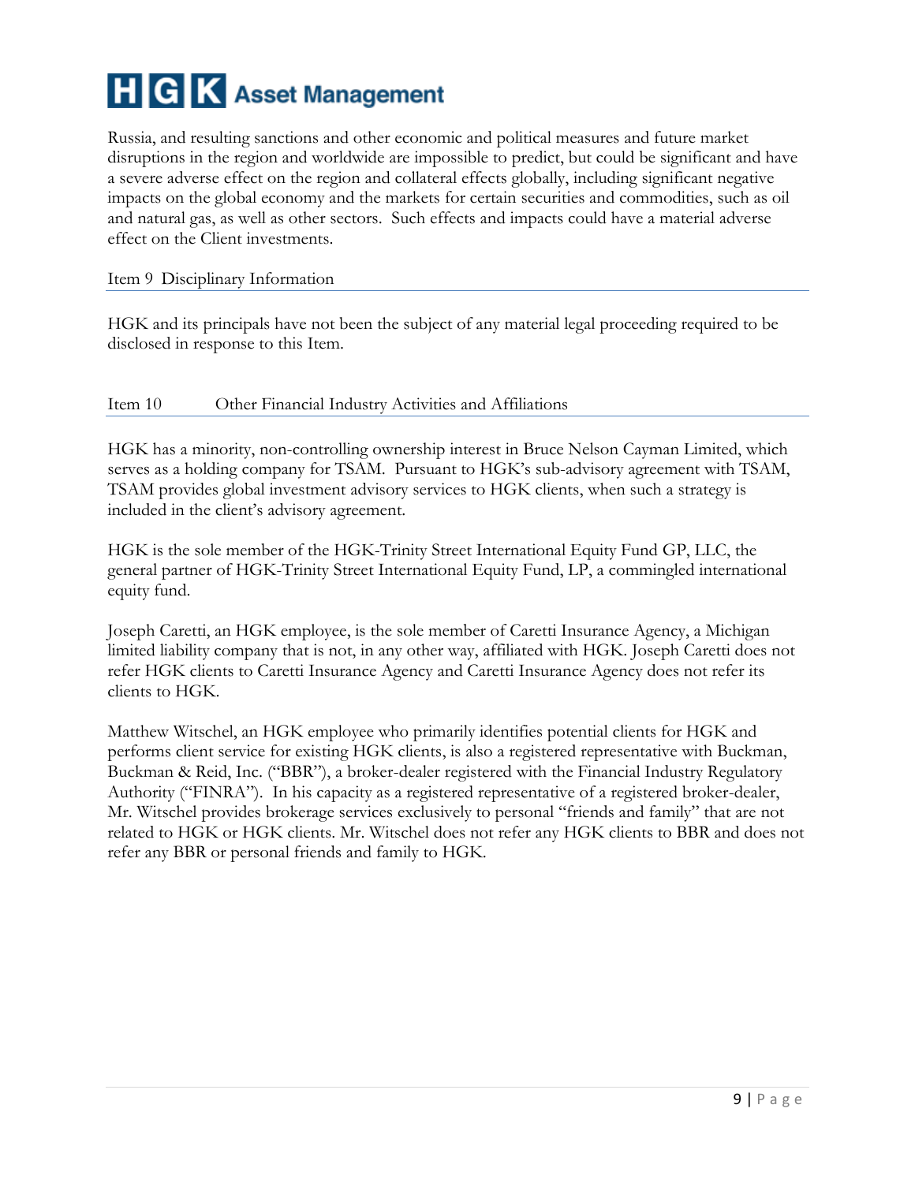Russia, and resulting sanctions and other economic and political measures and future market disruptions in the region and worldwide are impossible to predict, but could be significant and have a severe adverse effect on the region and collateral effects globally, including significant negative impacts on the global economy and the markets for certain securities and commodities, such as oil and natural gas, as well as other sectors. Such effects and impacts could have a material adverse effect on the Client investments.

## Item 9 Disciplinary Information

HGK and its principals have not been the subject of any material legal proceeding required to be disclosed in response to this Item.

## Item 10 Other Financial Industry Activities and Affiliations

HGK has a minority, non-controlling ownership interest in Bruce Nelson Cayman Limited, which serves as a holding company for TSAM. Pursuant to HGK's sub-advisory agreement with TSAM, TSAM provides global investment advisory services to HGK clients, when such a strategy is included in the client's advisory agreement.

HGK is the sole member of the HGK-Trinity Street International Equity Fund GP, LLC, the general partner of HGK-Trinity Street International Equity Fund, LP, a commingled international equity fund.

Joseph Caretti, an HGK employee, is the sole member of Caretti Insurance Agency, a Michigan limited liability company that is not, in any other way, affiliated with HGK. Joseph Caretti does not refer HGK clients to Caretti Insurance Agency and Caretti Insurance Agency does not refer its clients to HGK.

Matthew Witschel, an HGK employee who primarily identifies potential clients for HGK and performs client service for existing HGK clients, is also a registered representative with Buckman, Buckman & Reid, Inc. ("BBR"), a broker-dealer registered with the Financial Industry Regulatory Authority ("FINRA"). In his capacity as a registered representative of a registered broker-dealer, Mr. Witschel provides brokerage services exclusively to personal "friends and family" that are not related to HGK or HGK clients. Mr. Witschel does not refer any HGK clients to BBR and does not refer any BBR or personal friends and family to HGK.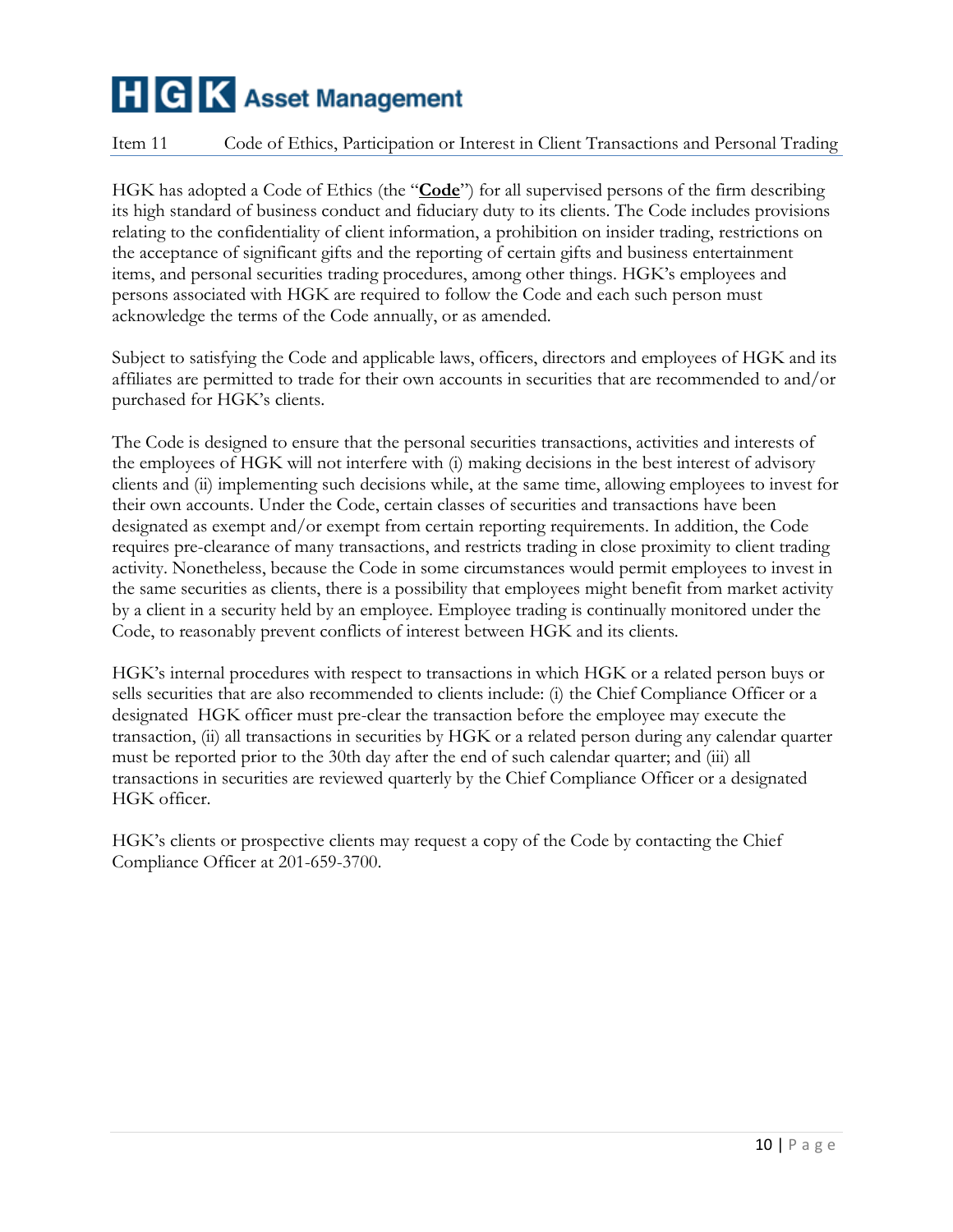## Item 11 Code of Ethics, Participation or Interest in Client Transactions and Personal Trading

HGK has adopted a Code of Ethics (the "**Code**") for all supervised persons of the firm describing its high standard of business conduct and fiduciary duty to its clients. The Code includes provisions relating to the confidentiality of client information, a prohibition on insider trading, restrictions on the acceptance of significant gifts and the reporting of certain gifts and business entertainment items, and personal securities trading procedures, among other things. HGK's employees and persons associated with HGK are required to follow the Code and each such person must acknowledge the terms of the Code annually, or as amended.

Subject to satisfying the Code and applicable laws, officers, directors and employees of HGK and its affiliates are permitted to trade for their own accounts in securities that are recommended to and/or purchased for HGK's clients.

The Code is designed to ensure that the personal securities transactions, activities and interests of the employees of HGK will not interfere with (i) making decisions in the best interest of advisory clients and (ii) implementing such decisions while, at the same time, allowing employees to invest for their own accounts. Under the Code, certain classes of securities and transactions have been designated as exempt and/or exempt from certain reporting requirements. In addition, the Code requires pre-clearance of many transactions, and restricts trading in close proximity to client trading activity. Nonetheless, because the Code in some circumstances would permit employees to invest in the same securities as clients, there is a possibility that employees might benefit from market activity by a client in a security held by an employee. Employee trading is continually monitored under the Code, to reasonably prevent conflicts of interest between HGK and its clients.

HGK's internal procedures with respect to transactions in which HGK or a related person buys or sells securities that are also recommended to clients include: (i) the Chief Compliance Officer or a designated HGK officer must pre-clear the transaction before the employee may execute the transaction, (ii) all transactions in securities by HGK or a related person during any calendar quarter must be reported prior to the 30th day after the end of such calendar quarter; and (iii) all transactions in securities are reviewed quarterly by the Chief Compliance Officer or a designated HGK officer.

HGK's clients or prospective clients may request a copy of the Code by contacting the Chief Compliance Officer at 201-659-3700.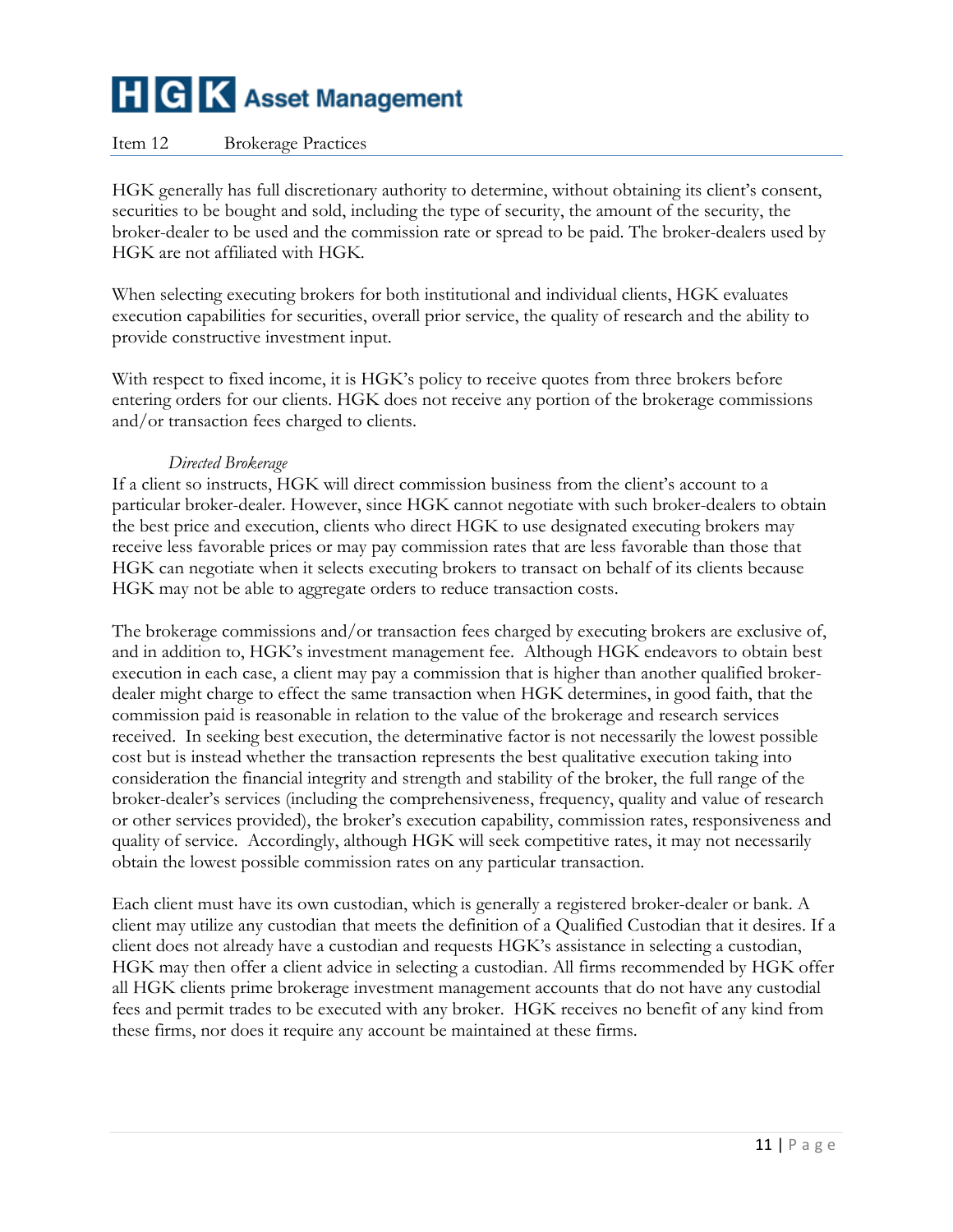## Item 12 Brokerage Practices

HGK generally has full discretionary authority to determine, without obtaining its client's consent, securities to be bought and sold, including the type of security, the amount of the security, the broker-dealer to be used and the commission rate or spread to be paid. The broker-dealers used by HGK are not affiliated with HGK.

When selecting executing brokers for both institutional and individual clients, HGK evaluates execution capabilities for securities, overall prior service, the quality of research and the ability to provide constructive investment input.

With respect to fixed income, it is HGK's policy to receive quotes from three brokers before entering orders for our clients. HGK does not receive any portion of the brokerage commissions and/or transaction fees charged to clients.

### *Directed Brokerage*

If a client so instructs, HGK will direct commission business from the client's account to a particular broker-dealer. However, since HGK cannot negotiate with such broker-dealers to obtain the best price and execution, clients who direct HGK to use designated executing brokers may receive less favorable prices or may pay commission rates that are less favorable than those that HGK can negotiate when it selects executing brokers to transact on behalf of its clients because HGK may not be able to aggregate orders to reduce transaction costs.

The brokerage commissions and/or transaction fees charged by executing brokers are exclusive of, and in addition to, HGK's investment management fee. Although HGK endeavors to obtain best execution in each case, a client may pay a commission that is higher than another qualified broker-dealer might charge to effect the same transaction when HGK determines, in good faith, that the commission paid is reasonable in relation to the value of the brokerage and research services received. In seeking best execution, the determinative factor is not necessarily the lowest possible cost but is instead whether the transaction represents the best qualitative execution taking into consideration the financial integrity and strength and stability of the broker, the full range of the broker-dealer's services (including the comprehensiveness, frequency, quality and value of research or other services provided), the broker's execution capability, commission rates, responsiveness and quality of service. Accordingly, although HGK will seek competitive rates, it may not necessarily obtain the lowest possible commission rates on any particular transaction.

Each client must have its own custodian, which is generally a registered broker-dealer or bank. A client may utilize any custodian that meets the definition of a Qualified Custodian that it desires. If a client does not already have a custodian and requests HGK's assistance in selecting a custodian, HGK may then offer a client advice in selecting a custodian. All firms recommended by HGK offer all HGK clients prime brokerage investment management accounts that do not have any custodial fees and permit trades to be executed with any broker. HGK receives no benefit of any kind from these firms, nor does it require any account be maintained at these firms.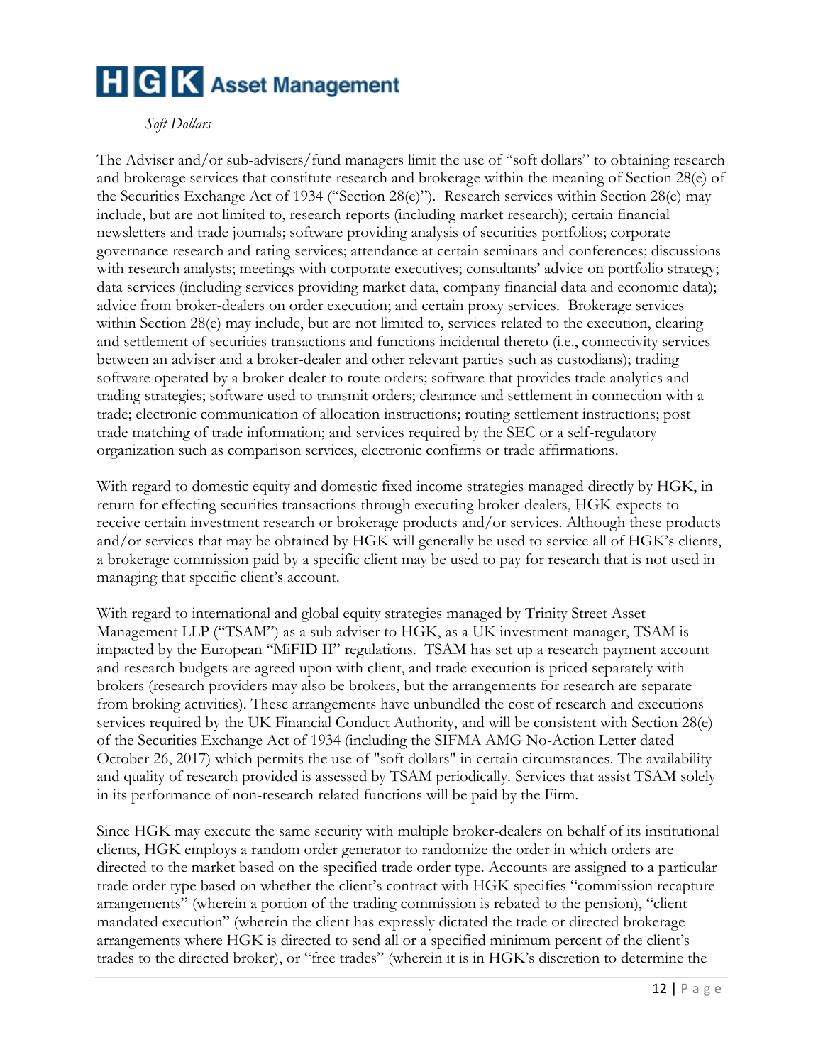*Soft Dollars*

The Adviser and/or sub-advisers/fund managers limit the use of "soft dollars" to obtaining research and brokerage services that constitute research and brokerage within the meaning of Section 28(e) of the Securities Exchange Act of 1934 ("Section 28(e)"). Research services within Section 28(e) may include, but are not limited to, research reports (including market research); certain financial newsletters and trade journals; software providing analysis of securities portfolios; corporate governance research and rating services; attendance at certain seminars and conferences; discussions with research analysts; meetings with corporate executives; consultants' advice on portfolio strategy; data services (including services providing market data, company financial data and economic data); advice from broker-dealers on order execution; and certain proxy services. Brokerage services within Section 28(e) may include, but are not limited to, services related to the execution, clearing and settlement of securities transactions and functions incidental thereto (i.e., connectivity services between an adviser and a broker-dealer and other relevant parties such as custodians); trading software operated by a broker-dealer to route orders; software that provides trade analytics and trading strategies; software used to transmit orders; clearance and settlement in connection with a trade; electronic communication of allocation instructions; routing settlement instructions; post trade matching of trade information; and services required by the SEC or a self-regulatory organization such as comparison services, electronic confirms or trade affirmations.

With regard to domestic equity and domestic fixed income strategies managed directly by HGK, in return for effecting securities transactions through executing broker-dealers, HGK expects to receive certain investment research or brokerage products and/or services. Although these products and/or services that may be obtained by HGK will generally be used to service all of HGK's clients, a brokerage commission paid by a specific client may be used to pay for research that is not used in managing that specific client's account.

With regard to international and global equity strategies managed by Trinity Street Asset Management LLP ("TSAM") as a sub adviser to HGK, as a UK investment manager, TSAM is impacted by the European "MiFID II" regulations. TSAM has set up a research payment account and research budgets are agreed upon with client, and trade execution is priced separately with brokers (research providers may also be brokers, but the arrangements for research are separate from broking activities). These arrangements have unbundled the cost of research and executions services required by the UK Financial Conduct Authority, and will be consistent with Section 28(e) of the Securities Exchange Act of 1934 (including the SIFMA AMG No-Action Letter dated October 26, 2017) which permits the use of "soft dollars" in certain circumstances. The availability and quality of research provided is assessed by TSAM periodically. Services that assist TSAM solely in its performance of non-research related functions will be paid by the Firm.

Since HGK may execute the same security with multiple broker-dealers on behalf of its institutional clients, HGK employs a random order generator to randomize the order in which orders are directed to the market based on the specified trade order type. Accounts are assigned to a particular trade order type based on whether the client's contract with HGK specifies "commission recapture arrangements" (wherein a portion of the trading commission is rebated to the pension), "client mandated execution" (wherein the client has expressly dictated the trade or directed brokerage arrangements where HGK is directed to send all or a specified minimum percent of the client's trades to the directed broker), or "free trades" (wherein it is in HGK's discretion to determine the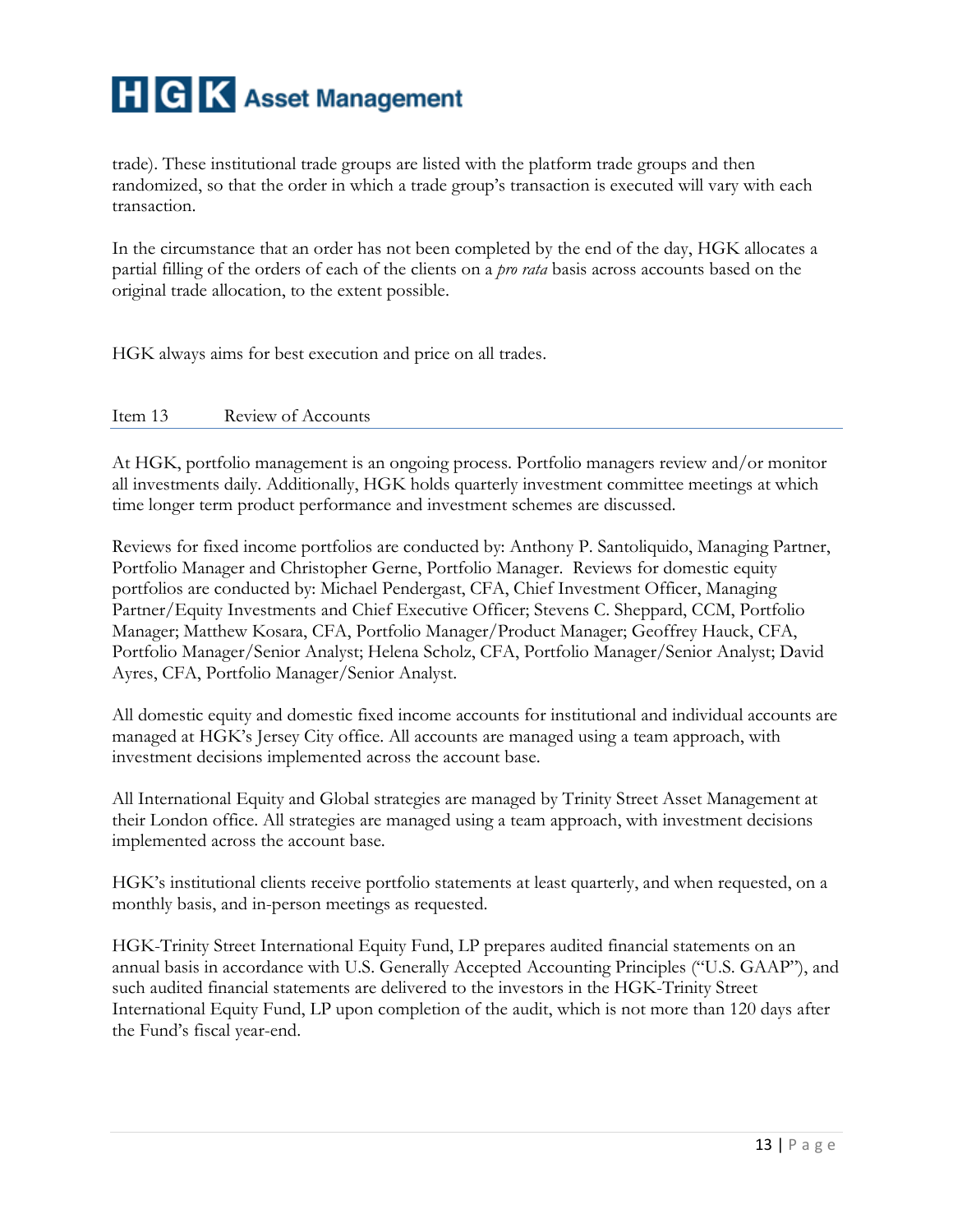trade). These institutional trade groups are listed with the platform trade groups and then randomized, so that the order in which a trade group's transaction is executed will vary with each transaction.

In the circumstance that an order has not been completed by the end of the day, HGK allocates a partial filling of the orders of each of the clients on a *pro rata* basis across accounts based on the original trade allocation, to the extent possible.

HGK always aims for best execution and price on all trades.

## Item 13 Review of Accounts

At HGK, portfolio management is an ongoing process. Portfolio managers review and/or monitor all investments daily. Additionally, HGK holds quarterly investment committee meetings at which time longer term product performance and investment schemes are discussed.

Reviews for fixed income portfolios are conducted by: Anthony P. Santoliquido, Managing Partner, Portfolio Manager and Christopher Gerne, Portfolio Manager. Reviews for domestic equity portfolios are conducted by: Michael Pendergast, CFA, Chief Investment Officer, Managing Partner/Equity Investments and Chief Executive Officer; Stevens C. Sheppard, CCM, Portfolio Manager; Matthew Kosara, CFA, Portfolio Manager/Product Manager; Geoffrey Hauck, CFA, Portfolio Manager/Senior Analyst; Helena Scholz, CFA, Portfolio Manager/Senior Analyst; David Ayres, CFA, Portfolio Manager/Senior Analyst.

All domestic equity and domestic fixed income accounts for institutional and individual accounts are managed at HGK's Jersey City office. All accounts are managed using a team approach, with investment decisions implemented across the account base.

All International Equity and Global strategies are managed by Trinity Street Asset Management at their London office. All strategies are managed using a team approach, with investment decisions implemented across the account base.

HGK's institutional clients receive portfolio statements at least quarterly, and when requested, on a monthly basis, and in-person meetings as requested.

HGK-Trinity Street International Equity Fund, LP prepares audited financial statements on an annual basis in accordance with U.S. Generally Accepted Accounting Principles ("U.S. GAAP"), and such audited financial statements are delivered to the investors in the HGK-Trinity Street International Equity Fund, LP upon completion of the audit, which is not more than 120 days after the Fund's fiscal year-end.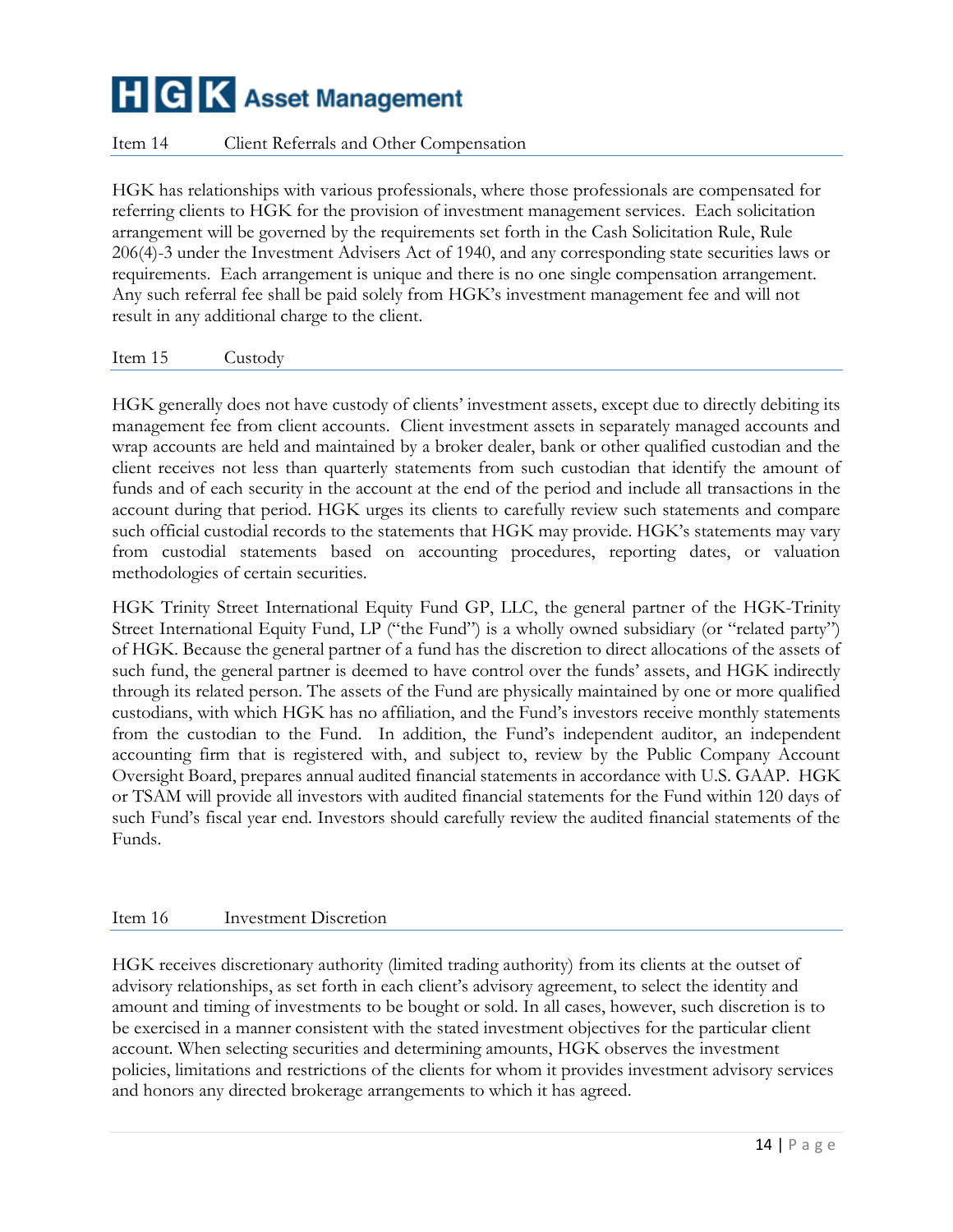## Item 14 Client Referrals and Other Compensation

HGK has relationships with various professionals, where those professionals are compensated for referring clients to HGK for the provision of investment management services. Each solicitation arrangement will be governed by the requirements set forth in the Cash Solicitation Rule, Rule 206(4)-3 under the Investment Advisers Act of 1940, and any corresponding state securities laws or requirements. Each arrangement is unique and there is no one single compensation arrangement. Any such referral fee shall be paid solely from HGK's investment management fee and will not result in any additional charge to the client.

## Item 15 Custody

HGK generally does not have custody of clients' investment assets, except due to directly debiting its management fee from client accounts. Client investment assets in separately managed accounts and wrap accounts are held and maintained by a broker dealer, bank or other qualified custodian and the client receives not less than quarterly statements from such custodian that identify the amount of funds and of each security in the account at the end of the period and include all transactions in the account during that period. HGK urges its clients to carefully review such statements and compare such official custodial records to the statements that HGK may provide. HGK's statements may vary from custodial statements based on accounting procedures, reporting dates, or valuation methodologies of certain securities.

HGK Trinity Street International Equity Fund GP, LLC, the general partner of the HGK-Trinity Street International Equity Fund, LP ("the Fund") is a wholly owned subsidiary (or "related party") of HGK. Because the general partner of a fund has the discretion to direct allocations of the assets of such fund, the general partner is deemed to have control over the funds' assets, and HGK indirectly through its related person. The assets of the Fund are physically maintained by one or more qualified custodians, with which HGK has no affiliation, and the Fund's investors receive monthly statements from the custodian to the Fund. In addition, the Fund's independent auditor, an independent accounting firm that is registered with, and subject to, review by the Public Company Account Oversight Board, prepares annual audited financial statements in accordance with U.S. GAAP. HGK or TSAM will provide all investors with audited financial statements for the Fund within 120 days of such Fund's fiscal year end. Investors should carefully review the audited financial statements of the Funds.

## Item 16 Investment Discretion

HGK receives discretionary authority (limited trading authority) from its clients at the outset of advisory relationships, as set forth in each client's advisory agreement, to select the identity and amount and timing of investments to be bought or sold. In all cases, however, such discretion is to be exercised in a manner consistent with the stated investment objectives for the particular client account. When selecting securities and determining amounts, HGK observes the investment policies, limitations and restrictions of the clients for whom it provides investment advisory services and honors any directed brokerage arrangements to which it has agreed.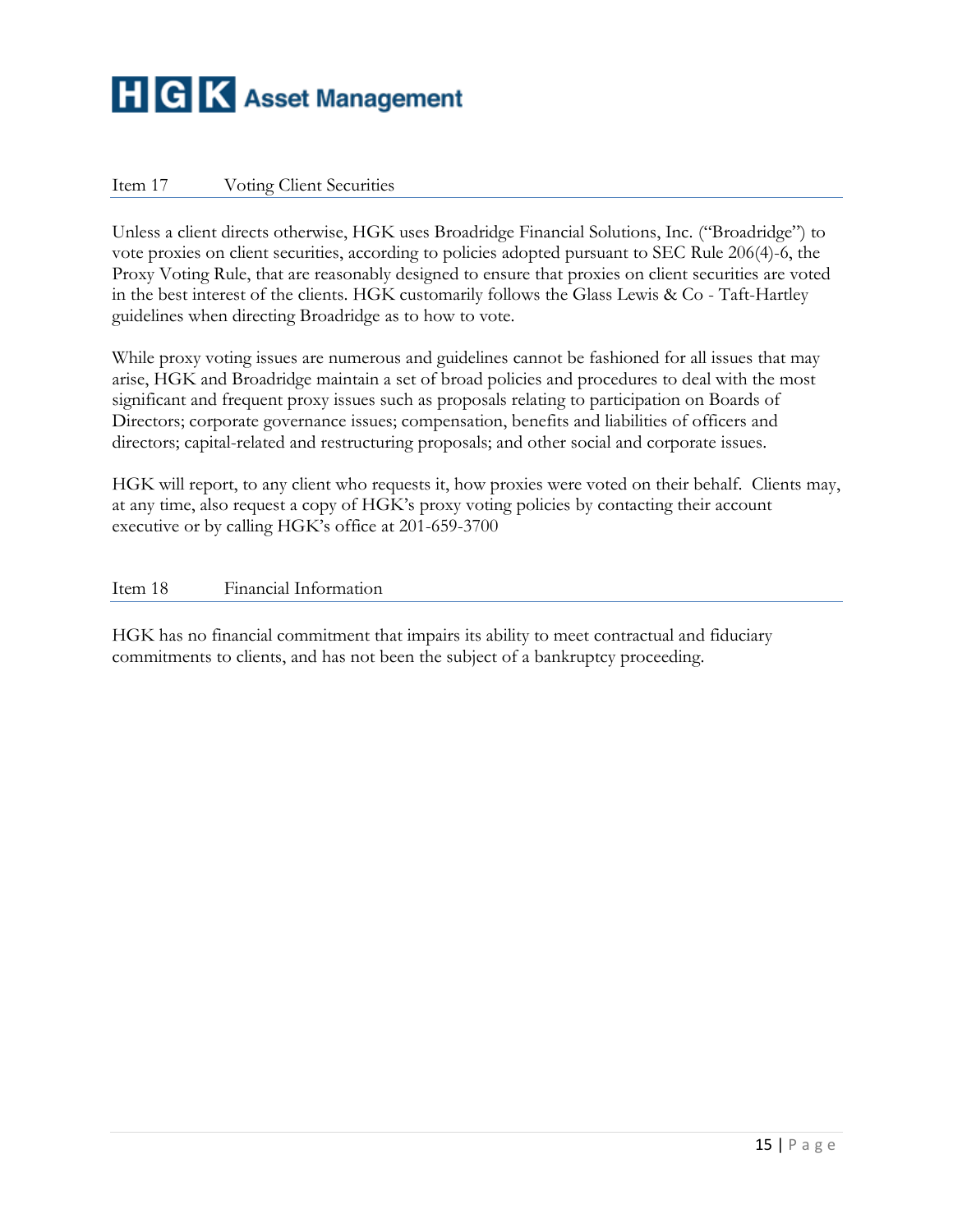## Item 17 Voting Client Securities

Unless a client directs otherwise, HGK uses Broadridge Financial Solutions, Inc. ("Broadridge") to vote proxies on client securities, according to policies adopted pursuant to SEC Rule 206(4)-6, the Proxy Voting Rule, that are reasonably designed to ensure that proxies on client securities are voted in the best interest of the clients. HGK customarily follows the Glass Lewis & Co - Taft-Hartley guidelines when directing Broadridge as to how to vote.

While proxy voting issues are numerous and guidelines cannot be fashioned for all issues that may arise, HGK and Broadridge maintain a set of broad policies and procedures to deal with the most significant and frequent proxy issues such as proposals relating to participation on Boards of Directors; corporate governance issues; compensation, benefits and liabilities of officers and directors; capital-related and restructuring proposals; and other social and corporate issues.

HGK will report, to any client who requests it, how proxies were voted on their behalf. Clients may, at any time, also request a copy of HGK's proxy voting policies by contacting their account executive or by calling HGK's office at 201-659-3700

## Item 18 Financial Information

HGK has no financial commitment that impairs its ability to meet contractual and fiduciary commitments to clients, and has not been the subject of a bankruptcy proceeding.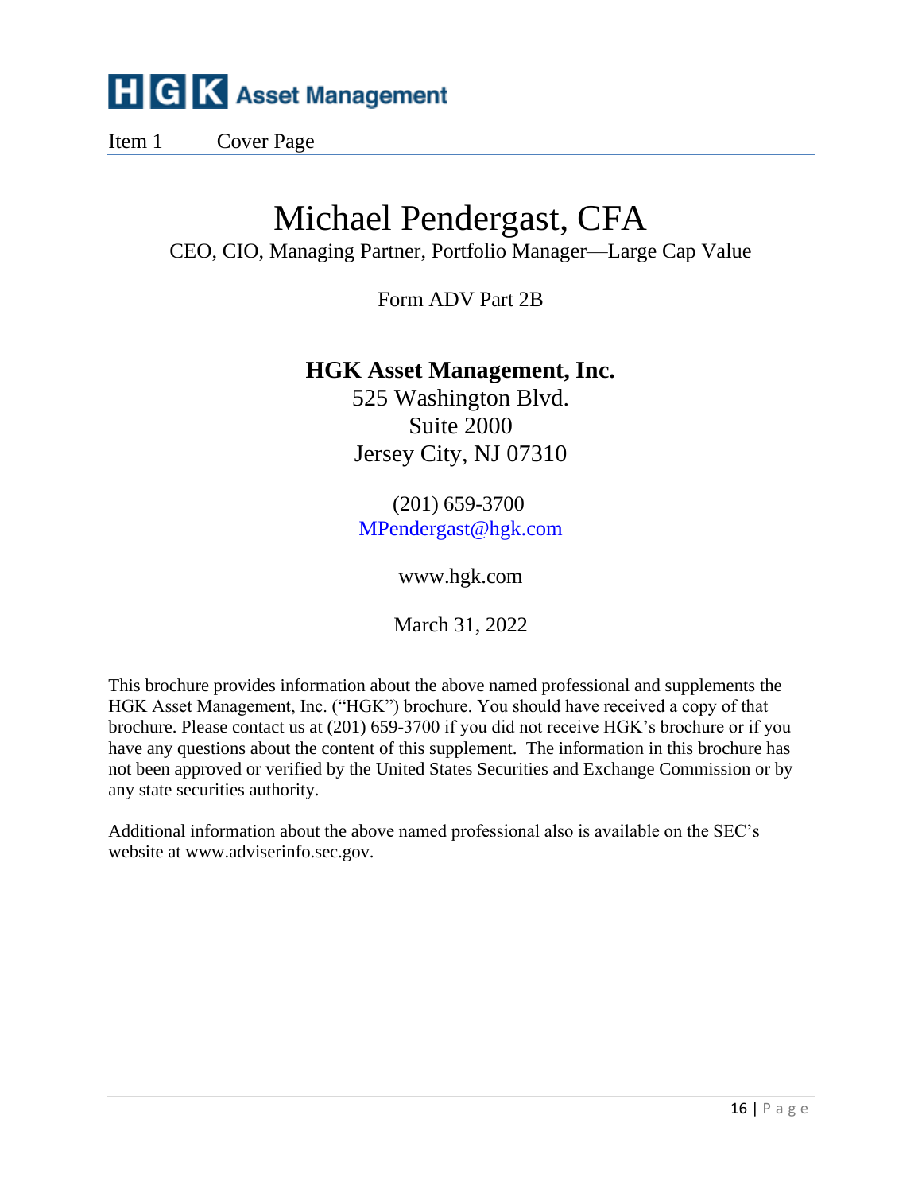HGK Asset Management

Item 1 Cover Page

# Michael Pendergast, CFA

CEO, CIO, Managing Partner, Portfolio Manager—Large Cap Value

Form ADV Part 2B

**HGK Asset Management, Inc.**
525 Washington Blvd.
Suite 2000
Jersey City, NJ 07310

(201) 659-3700
MPendergast@hgk.com

www.hgk.com

March 31, 2022

This brochure provides information about the above named professional and supplements the HGK Asset Management, Inc. ("HGK") brochure. You should have received a copy of that brochure. Please contact us at (201) 659-3700 if you did not receive HGK's brochure or if you have any questions about the content of this supplement. The information in this brochure has not been approved or verified by the United States Securities and Exchange Commission or by any state securities authority.

Additional information about the above named professional also is available on the SEC's website at www.adviserinfo.sec.gov.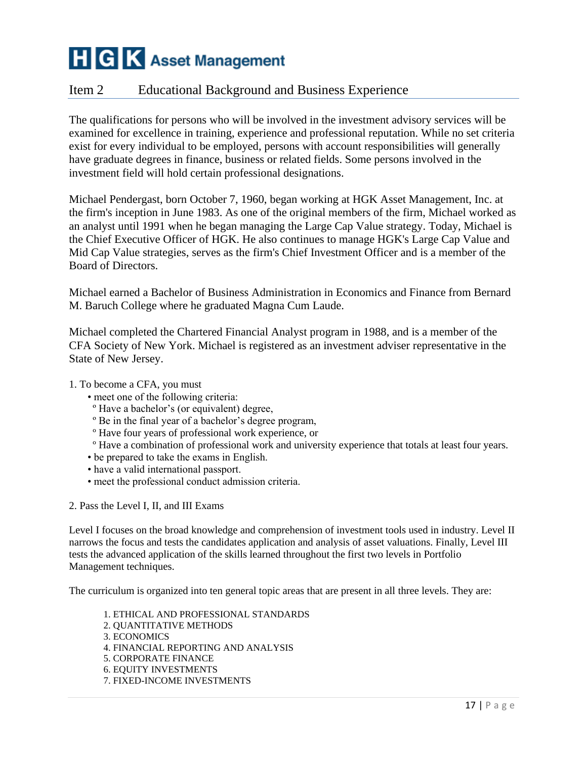# HGK Asset Management

## Item 2 Educational Background and Business Experience

The qualifications for persons who will be involved in the investment advisory services will be examined for excellence in training, experience and professional reputation. While no set criteria exist for every individual to be employed, persons with account responsibilities will generally have graduate degrees in finance, business or related fields. Some persons involved in the investment field will hold certain professional designations.

Michael Pendergast, born October 7, 1960, began working at HGK Asset Management, Inc. at the firm's inception in June 1983. As one of the original members of the firm, Michael worked as an analyst until 1991 when he began managing the Large Cap Value strategy. Today, Michael is the Chief Executive Officer of HGK. He also continues to manage HGK's Large Cap Value and Mid Cap Value strategies, serves as the firm's Chief Investment Officer and is a member of the Board of Directors.

Michael earned a Bachelor of Business Administration in Economics and Finance from Bernard M. Baruch College where he graduated Magna Cum Laude.

Michael completed the Chartered Financial Analyst program in 1988, and is a member of the CFA Society of New York. Michael is registered as an investment adviser representative in the State of New Jersey.

1. To become a CFA, you must
   - meet one of the following criteria:
     - Have a bachelor's (or equivalent) degree,
     - Be in the final year of a bachelor's degree program,
     - Have four years of professional work experience, or
     - Have a combination of professional work and university experience that totals at least four years.
   - be prepared to take the exams in English.
   - have a valid international passport.
   - meet the professional conduct admission criteria.

2. Pass the Level I, II, and III Exams

Level I focuses on the broad knowledge and comprehension of investment tools used in industry. Level II narrows the focus and tests the candidates application and analysis of asset valuations. Finally, Level III tests the advanced application of the skills learned throughout the first two levels in Portfolio Management techniques.

The curriculum is organized into ten general topic areas that are present in all three levels. They are:

1. ETHICAL AND PROFESSIONAL STANDARDS
2. QUANTITATIVE METHODS
3. ECONOMICS
4. FINANCIAL REPORTING AND ANALYSIS
5. CORPORATE FINANCE
6. EQUITY INVESTMENTS
7. FIXED-INCOME INVESTMENTS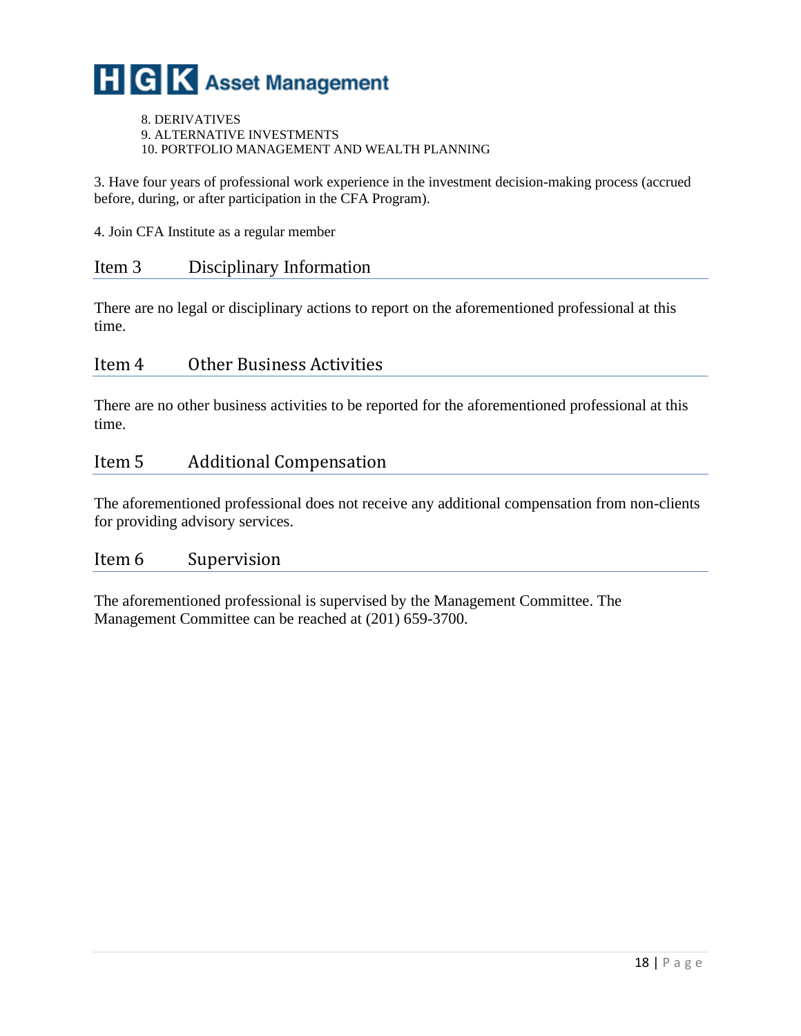8. DERIVATIVES
9. ALTERNATIVE INVESTMENTS
10. PORTFOLIO MANAGEMENT AND WEALTH PLANNING

3. Have four years of professional work experience in the investment decision-making process (accrued before, during, or after participation in the CFA Program).

4. Join CFA Institute as a regular member

## Item 3 Disciplinary Information

There are no legal or disciplinary actions to report on the aforementioned professional at this time.

## Item 4 Other Business Activities

There are no other business activities to be reported for the aforementioned professional at this time.

## Item 5 Additional Compensation

The aforementioned professional does not receive any additional compensation from non-clients for providing advisory services.

## Item 6 Supervision

The aforementioned professional is supervised by the Management Committee. The Management Committee can be reached at (201) 659-3700.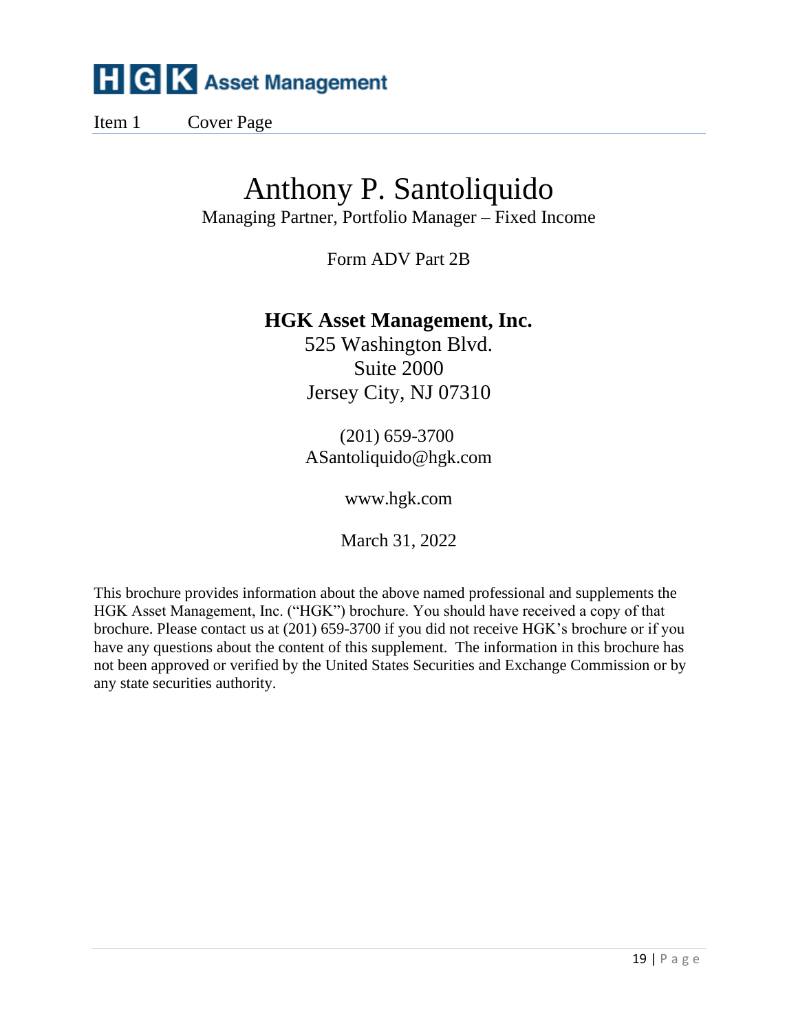HGK Asset Management

Item 1 Cover Page

# Anthony P. Santoliquido

Managing Partner, Portfolio Manager – Fixed Income

Form ADV Part 2B

**HGK Asset Management, Inc.**

525 Washington Blvd.
Suite 2000
Jersey City, NJ 07310

(201) 659-3700
ASantoliquido@hgk.com

www.hgk.com

March 31, 2022

This brochure provides information about the above named professional and supplements the HGK Asset Management, Inc. ("HGK") brochure. You should have received a copy of that brochure. Please contact us at (201) 659-3700 if you did not receive HGK's brochure or if you have any questions about the content of this supplement. The information in this brochure has not been approved or verified by the United States Securities and Exchange Commission or by any state securities authority.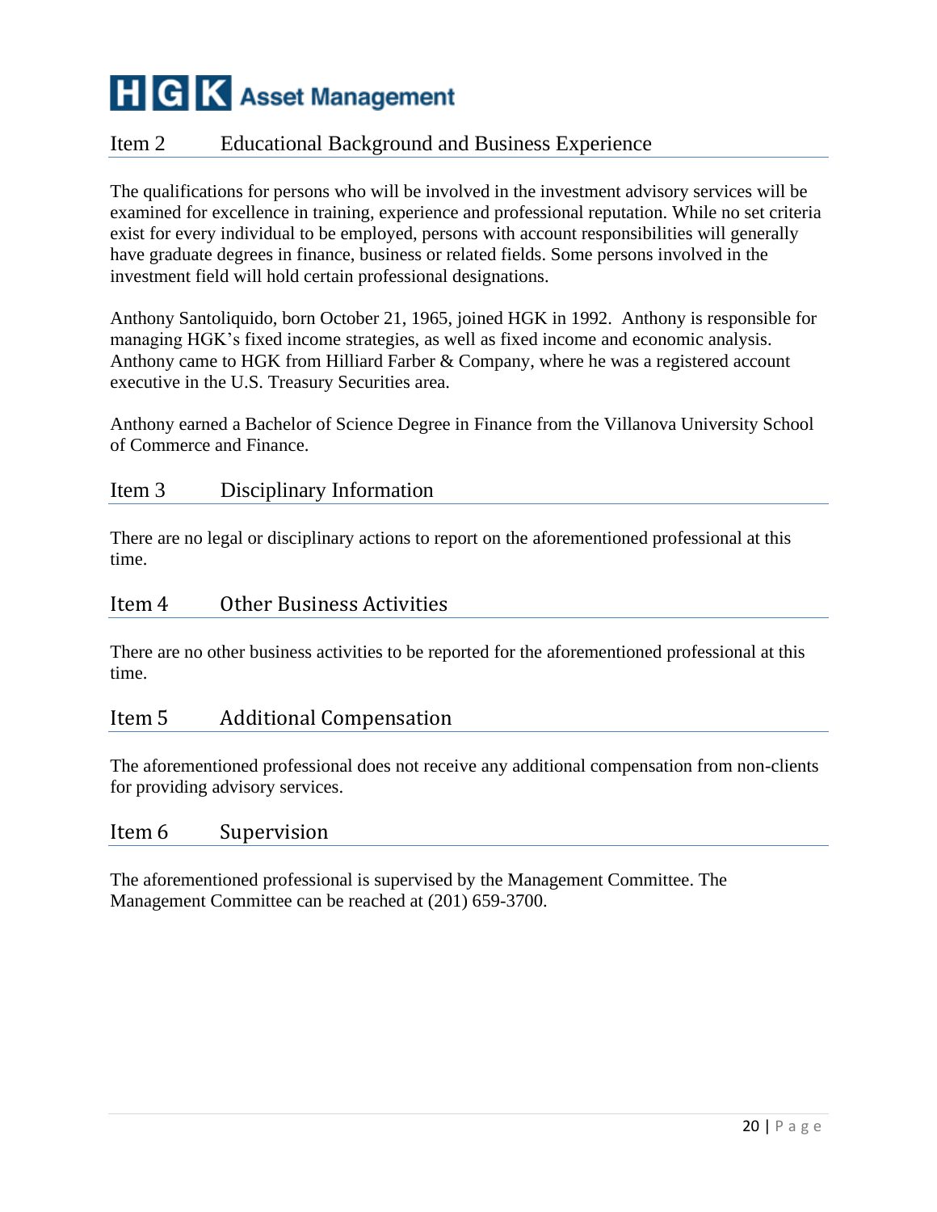## Item 2 Educational Background and Business Experience

The qualifications for persons who will be involved in the investment advisory services will be examined for excellence in training, experience and professional reputation. While no set criteria exist for every individual to be employed, persons with account responsibilities will generally have graduate degrees in finance, business or related fields. Some persons involved in the investment field will hold certain professional designations.

Anthony Santoliquido, born October 21, 1965, joined HGK in 1992. Anthony is responsible for managing HGK's fixed income strategies, as well as fixed income and economic analysis. Anthony came to HGK from Hilliard Farber & Company, where he was a registered account executive in the U.S. Treasury Securities area.

Anthony earned a Bachelor of Science Degree in Finance from the Villanova University School of Commerce and Finance.

## Item 3 Disciplinary Information

There are no legal or disciplinary actions to report on the aforementioned professional at this time.

## Item 4 Other Business Activities

There are no other business activities to be reported for the aforementioned professional at this time.

## Item 5 Additional Compensation

The aforementioned professional does not receive any additional compensation from non-clients for providing advisory services.

## Item 6 Supervision

The aforementioned professional is supervised by the Management Committee. The Management Committee can be reached at (201) 659-3700.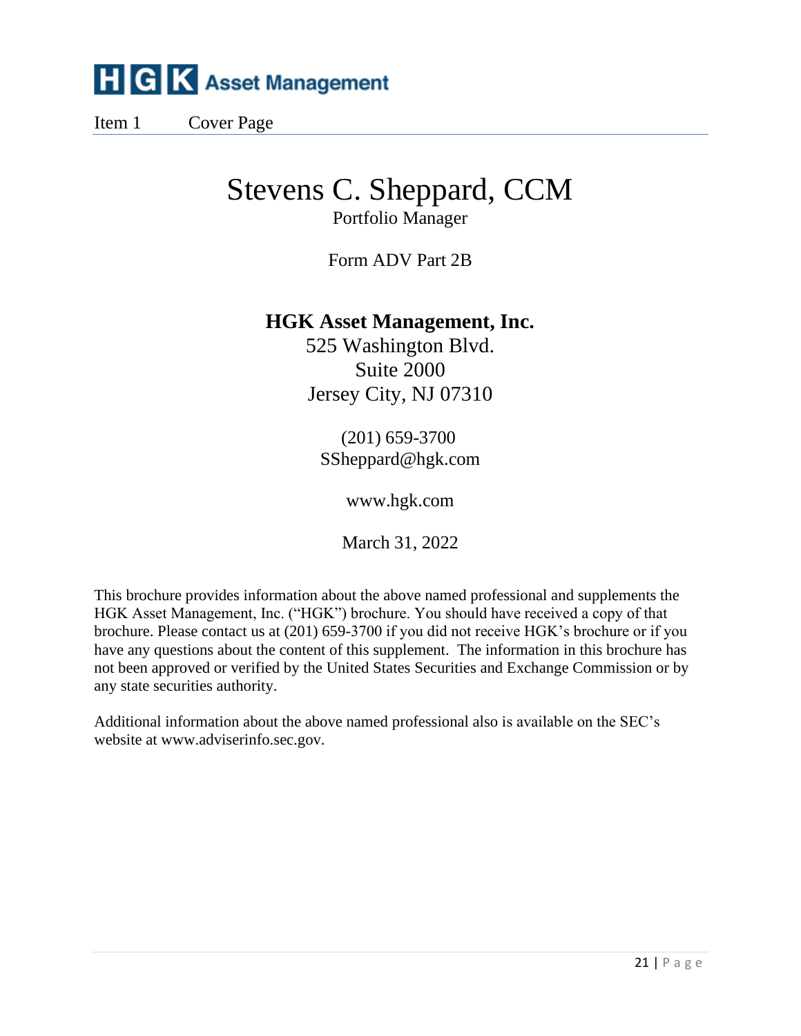HGK Asset Management

Item 1 Cover Page

# Stevens C. Sheppard, CCM

Portfolio Manager

Form ADV Part 2B

**HGK Asset Management, Inc.**
525 Washington Blvd.
Suite 2000
Jersey City, NJ 07310

(201) 659-3700
SSheppard@hgk.com

www.hgk.com

March 31, 2022

This brochure provides information about the above named professional and supplements the HGK Asset Management, Inc. ("HGK") brochure. You should have received a copy of that brochure. Please contact us at (201) 659-3700 if you did not receive HGK's brochure or if you have any questions about the content of this supplement. The information in this brochure has not been approved or verified by the United States Securities and Exchange Commission or by any state securities authority.

Additional information about the above named professional also is available on the SEC's website at www.adviserinfo.sec.gov.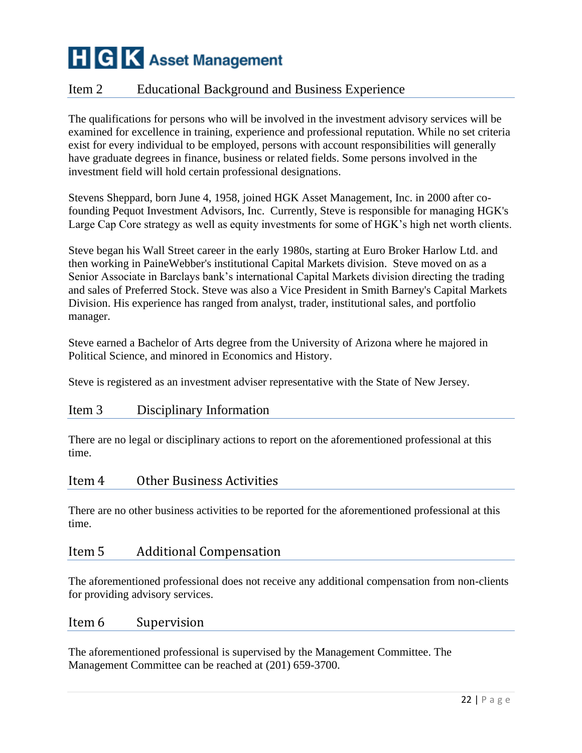## Item 2 Educational Background and Business Experience

The qualifications for persons who will be involved in the investment advisory services will be examined for excellence in training, experience and professional reputation. While no set criteria exist for every individual to be employed, persons with account responsibilities will generally have graduate degrees in finance, business or related fields. Some persons involved in the investment field will hold certain professional designations.

Stevens Sheppard, born June 4, 1958, joined HGK Asset Management, Inc. in 2000 after co-founding Pequot Investment Advisors, Inc. Currently, Steve is responsible for managing HGK's Large Cap Core strategy as well as equity investments for some of HGK's high net worth clients.

Steve began his Wall Street career in the early 1980s, starting at Euro Broker Harlow Ltd. and then working in PaineWebber's institutional Capital Markets division. Steve moved on as a Senior Associate in Barclays bank's international Capital Markets division directing the trading and sales of Preferred Stock. Steve was also a Vice President in Smith Barney's Capital Markets Division. His experience has ranged from analyst, trader, institutional sales, and portfolio manager.

Steve earned a Bachelor of Arts degree from the University of Arizona where he majored in Political Science, and minored in Economics and History.

Steve is registered as an investment adviser representative with the State of New Jersey.

## Item 3 Disciplinary Information

There are no legal or disciplinary actions to report on the aforementioned professional at this time.

## Item 4 Other Business Activities

There are no other business activities to be reported for the aforementioned professional at this time.

## Item 5 Additional Compensation

The aforementioned professional does not receive any additional compensation from non-clients for providing advisory services.

## Item 6 Supervision

The aforementioned professional is supervised by the Management Committee. The Management Committee can be reached at (201) 659-3700.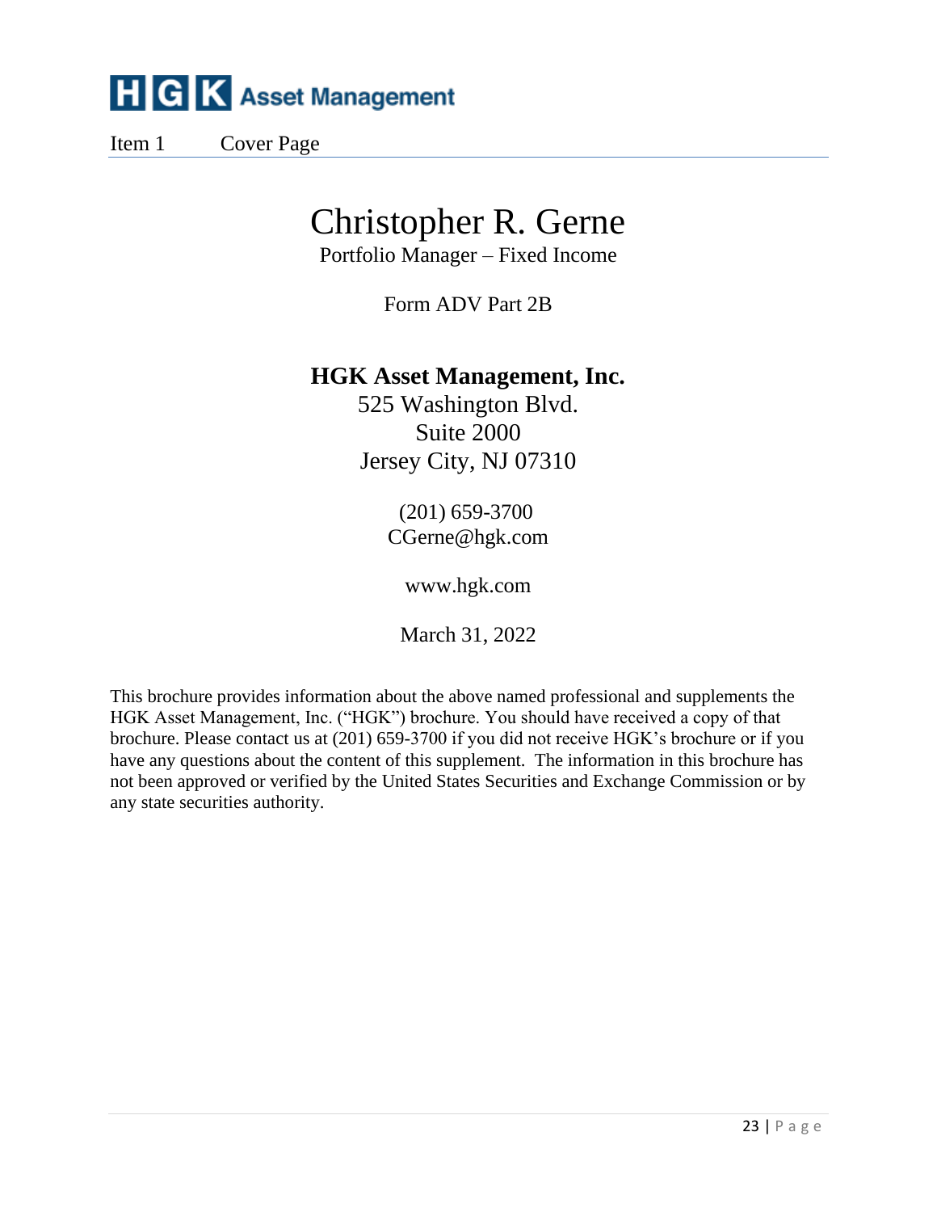HGK Asset Management

Item 1 Cover Page

# Christopher R. Gerne

Portfolio Manager – Fixed Income

Form ADV Part 2B

**HGK Asset Management, Inc.**
525 Washington Blvd.
Suite 2000
Jersey City, NJ 07310

(201) 659-3700
CGerne@hgk.com

www.hgk.com

March 31, 2022

This brochure provides information about the above named professional and supplements the HGK Asset Management, Inc. ("HGK") brochure. You should have received a copy of that brochure. Please contact us at (201) 659-3700 if you did not receive HGK's brochure or if you have any questions about the content of this supplement. The information in this brochure has not been approved or verified by the United States Securities and Exchange Commission or by any state securities authority.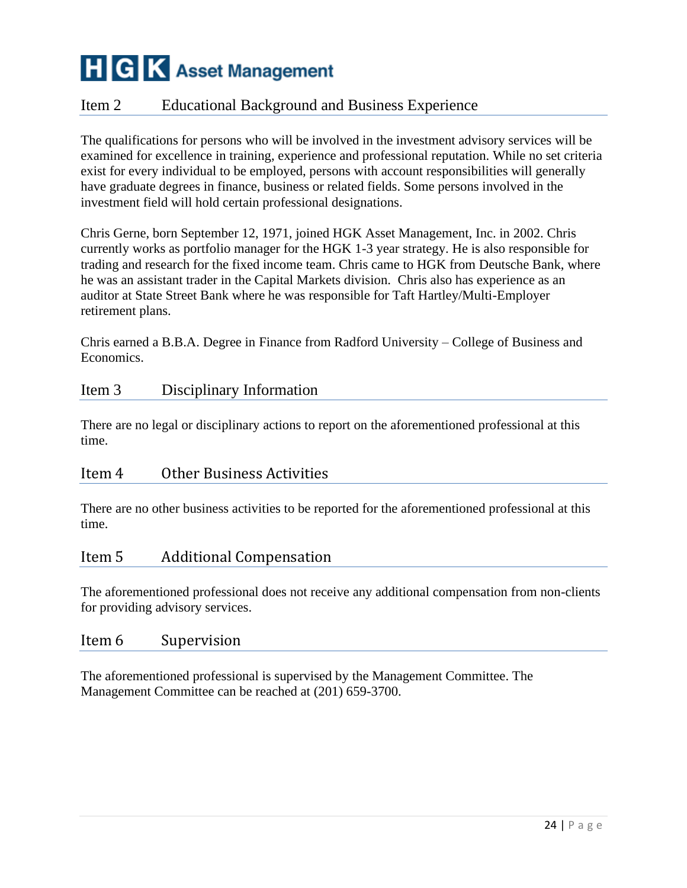## Item 2 Educational Background and Business Experience

The qualifications for persons who will be involved in the investment advisory services will be examined for excellence in training, experience and professional reputation. While no set criteria exist for every individual to be employed, persons with account responsibilities will generally have graduate degrees in finance, business or related fields. Some persons involved in the investment field will hold certain professional designations.

Chris Gerne, born September 12, 1971, joined HGK Asset Management, Inc. in 2002. Chris currently works as portfolio manager for the HGK 1-3 year strategy. He is also responsible for trading and research for the fixed income team. Chris came to HGK from Deutsche Bank, where he was an assistant trader in the Capital Markets division. Chris also has experience as an auditor at State Street Bank where he was responsible for Taft Hartley/Multi-Employer retirement plans.

Chris earned a B.B.A. Degree in Finance from Radford University – College of Business and Economics.

## Item 3 Disciplinary Information

There are no legal or disciplinary actions to report on the aforementioned professional at this time.

## Item 4 Other Business Activities

There are no other business activities to be reported for the aforementioned professional at this time.

## Item 5 Additional Compensation

The aforementioned professional does not receive any additional compensation from non-clients for providing advisory services.

## Item 6 Supervision

The aforementioned professional is supervised by the Management Committee. The Management Committee can be reached at (201) 659-3700.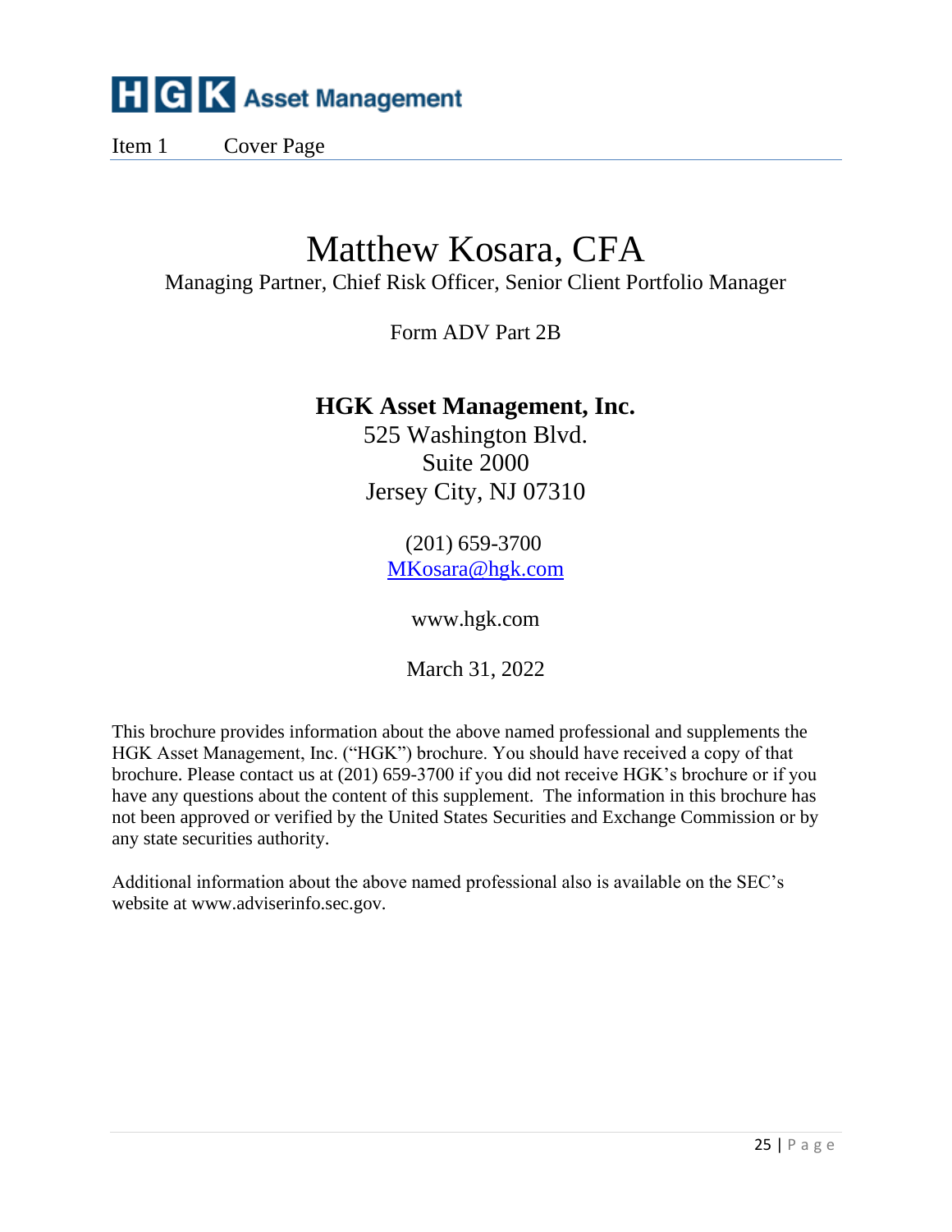HGK Asset Management

Item 1 Cover Page

# Matthew Kosara, CFA

Managing Partner, Chief Risk Officer, Senior Client Portfolio Manager

Form ADV Part 2B

**HGK Asset Management, Inc.**
525 Washington Blvd.
Suite 2000
Jersey City, NJ 07310

(201) 659-3700
MKosara@hgk.com

www.hgk.com

March 31, 2022

This brochure provides information about the above named professional and supplements the HGK Asset Management, Inc. ("HGK") brochure. You should have received a copy of that brochure. Please contact us at (201) 659-3700 if you did not receive HGK's brochure or if you have any questions about the content of this supplement. The information in this brochure has not been approved or verified by the United States Securities and Exchange Commission or by any state securities authority.

Additional information about the above named professional also is available on the SEC's website at www.adviserinfo.sec.gov.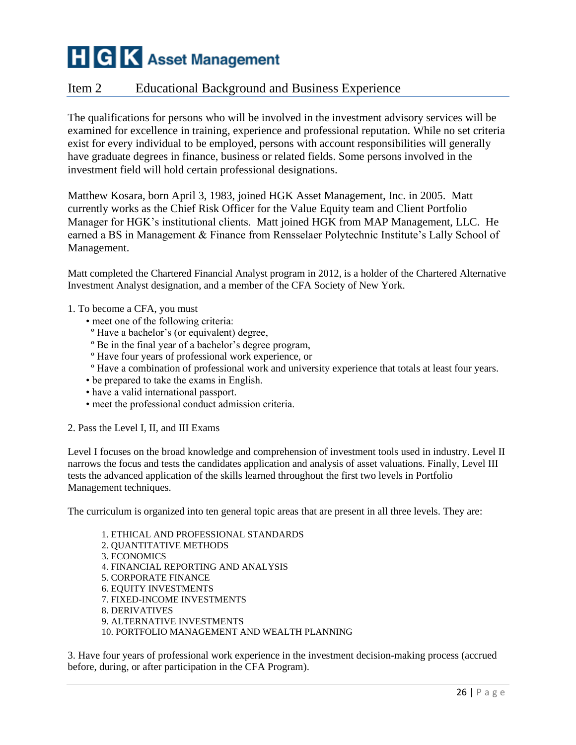# HGK Asset Management

## Item 2 Educational Background and Business Experience

The qualifications for persons who will be involved in the investment advisory services will be examined for excellence in training, experience and professional reputation. While no set criteria exist for every individual to be employed, persons with account responsibilities will generally have graduate degrees in finance, business or related fields. Some persons involved in the investment field will hold certain professional designations.

Matthew Kosara, born April 3, 1983, joined HGK Asset Management, Inc. in 2005. Matt currently works as the Chief Risk Officer for the Value Equity team and Client Portfolio Manager for HGK's institutional clients. Matt joined HGK from MAP Management, LLC. He earned a BS in Management & Finance from Rensselaer Polytechnic Institute's Lally School of Management.

Matt completed the Chartered Financial Analyst program in 2012, is a holder of the Chartered Alternative Investment Analyst designation, and a member of the CFA Society of New York.

1. To become a CFA, you must
   - meet one of the following criteria:
     - Have a bachelor's (or equivalent) degree,
     - Be in the final year of a bachelor's degree program,
     - Have four years of professional work experience, or
     - Have a combination of professional work and university experience that totals at least four years.
   - be prepared to take the exams in English.
   - have a valid international passport.
   - meet the professional conduct admission criteria.

2. Pass the Level I, II, and III Exams

Level I focuses on the broad knowledge and comprehension of investment tools used in industry. Level II narrows the focus and tests the candidates application and analysis of asset valuations. Finally, Level III tests the advanced application of the skills learned throughout the first two levels in Portfolio Management techniques.

The curriculum is organized into ten general topic areas that are present in all three levels. They are:

1. ETHICAL AND PROFESSIONAL STANDARDS
2. QUANTITATIVE METHODS
3. ECONOMICS
4. FINANCIAL REPORTING AND ANALYSIS
5. CORPORATE FINANCE
6. EQUITY INVESTMENTS
7. FIXED-INCOME INVESTMENTS
8. DERIVATIVES
9. ALTERNATIVE INVESTMENTS
10. PORTFOLIO MANAGEMENT AND WEALTH PLANNING

3. Have four years of professional work experience in the investment decision-making process (accrued before, during, or after participation in the CFA Program).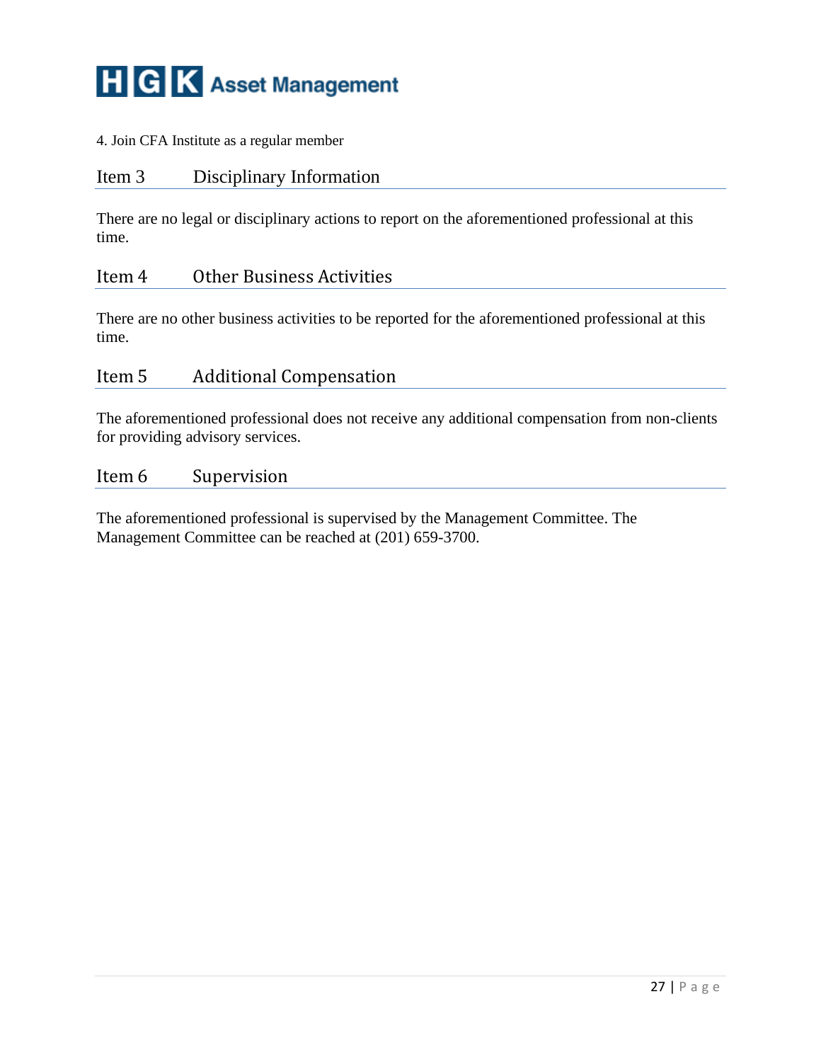4. Join CFA Institute as a regular member

## Item 3 Disciplinary Information

There are no legal or disciplinary actions to report on the aforementioned professional at this time.

## Item 4 Other Business Activities

There are no other business activities to be reported for the aforementioned professional at this time.

## Item 5 Additional Compensation

The aforementioned professional does not receive any additional compensation from non-clients for providing advisory services.

## Item 6 Supervision

The aforementioned professional is supervised by the Management Committee. The Management Committee can be reached at (201) 659-3700.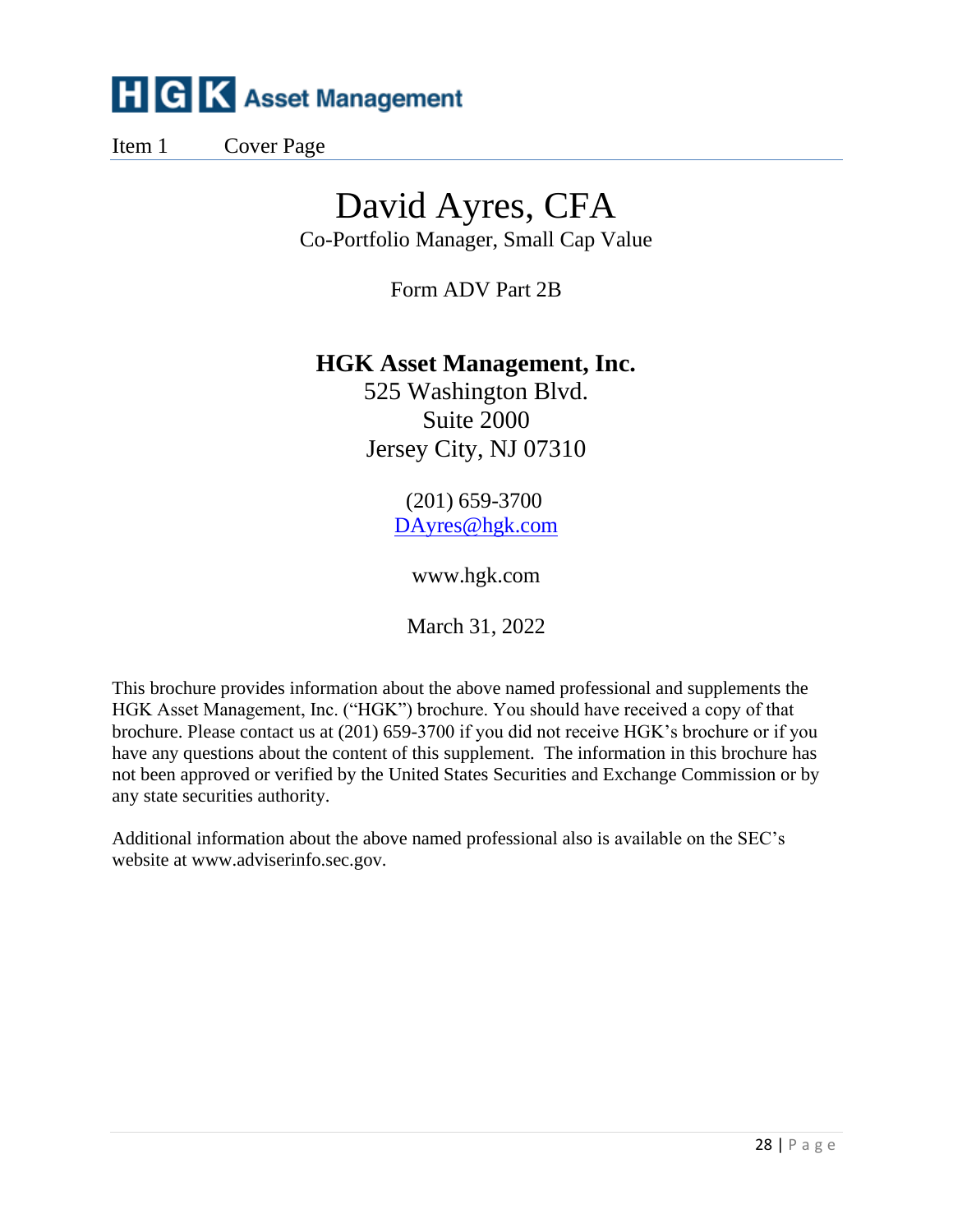HGK Asset Management

Item 1 Cover Page

# David Ayres, CFA

Co-Portfolio Manager, Small Cap Value

Form ADV Part 2B

**HGK Asset Management, Inc.**
525 Washington Blvd.
Suite 2000
Jersey City, NJ 07310

(201) 659-3700
DAyres@hgk.com

www.hgk.com

March 31, 2022

This brochure provides information about the above named professional and supplements the HGK Asset Management, Inc. ("HGK") brochure. You should have received a copy of that brochure. Please contact us at (201) 659-3700 if you did not receive HGK's brochure or if you have any questions about the content of this supplement. The information in this brochure has not been approved or verified by the United States Securities and Exchange Commission or by any state securities authority.

Additional information about the above named professional also is available on the SEC's website at www.adviserinfo.sec.gov.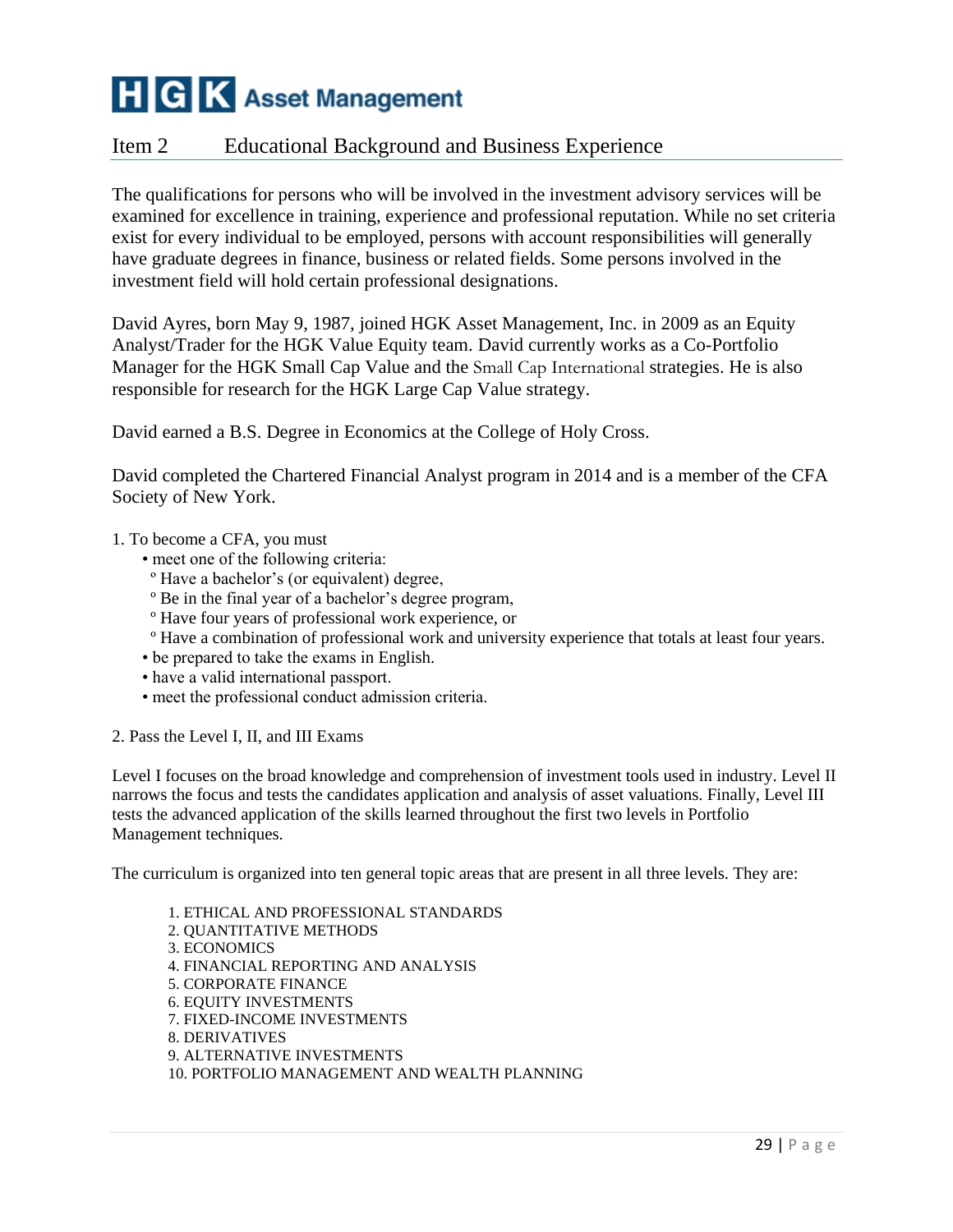# HGK Asset Management

## Item 2 Educational Background and Business Experience

The qualifications for persons who will be involved in the investment advisory services will be examined for excellence in training, experience and professional reputation. While no set criteria exist for every individual to be employed, persons with account responsibilities will generally have graduate degrees in finance, business or related fields. Some persons involved in the investment field will hold certain professional designations.

David Ayres, born May 9, 1987, joined HGK Asset Management, Inc. in 2009 as an Equity Analyst/Trader for the HGK Value Equity team. David currently works as a Co-Portfolio Manager for the HGK Small Cap Value and the Small Cap International strategies. He is also responsible for research for the HGK Large Cap Value strategy.

David earned a B.S. Degree in Economics at the College of Holy Cross.

David completed the Chartered Financial Analyst program in 2014 and is a member of the CFA Society of New York.

1. To become a CFA, you must
   - meet one of the following criteria:
     - Have a bachelor's (or equivalent) degree,
     - Be in the final year of a bachelor's degree program,
     - Have four years of professional work experience, or
     - Have a combination of professional work and university experience that totals at least four years.
   - be prepared to take the exams in English.
   - have a valid international passport.
   - meet the professional conduct admission criteria.

2. Pass the Level I, II, and III Exams

Level I focuses on the broad knowledge and comprehension of investment tools used in industry. Level II narrows the focus and tests the candidates application and analysis of asset valuations. Finally, Level III tests the advanced application of the skills learned throughout the first two levels in Portfolio Management techniques.

The curriculum is organized into ten general topic areas that are present in all three levels. They are:

1. ETHICAL AND PROFESSIONAL STANDARDS
2. QUANTITATIVE METHODS
3. ECONOMICS
4. FINANCIAL REPORTING AND ANALYSIS
5. CORPORATE FINANCE
6. EQUITY INVESTMENTS
7. FIXED-INCOME INVESTMENTS
8. DERIVATIVES
9. ALTERNATIVE INVESTMENTS
10. PORTFOLIO MANAGEMENT AND WEALTH PLANNING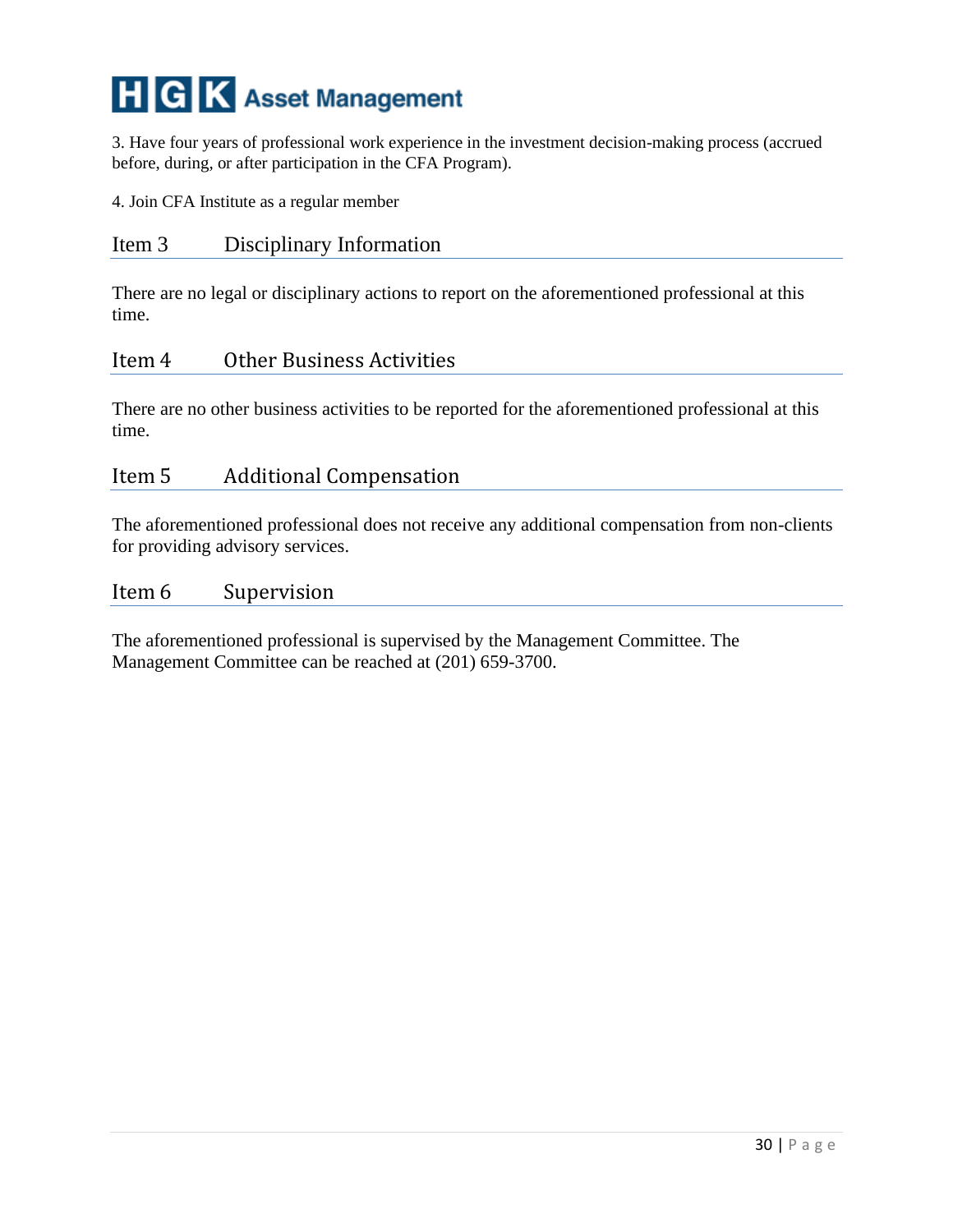3. Have four years of professional work experience in the investment decision-making process (accrued before, during, or after participation in the CFA Program).

4. Join CFA Institute as a regular member

## Item 3 Disciplinary Information

There are no legal or disciplinary actions to report on the aforementioned professional at this time.

## Item 4 Other Business Activities

There are no other business activities to be reported for the aforementioned professional at this time.

## Item 5 Additional Compensation

The aforementioned professional does not receive any additional compensation from non-clients for providing advisory services.

## Item 6 Supervision

The aforementioned professional is supervised by the Management Committee. The Management Committee can be reached at (201) 659-3700.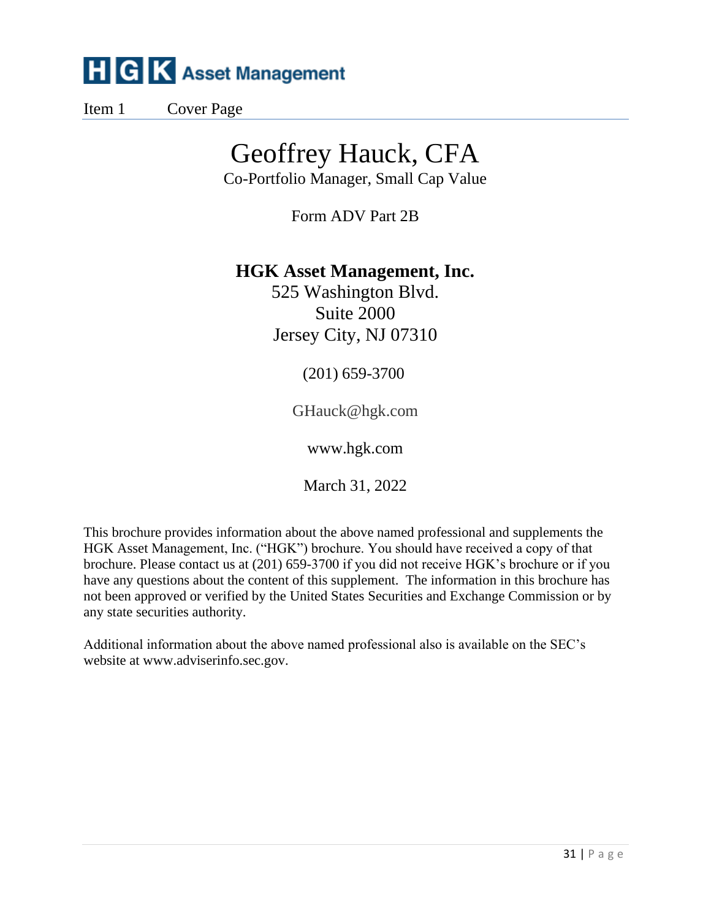HGK Asset Management

Item 1 Cover Page

# Geoffrey Hauck, CFA

Co-Portfolio Manager, Small Cap Value

Form ADV Part 2B

**HGK Asset Management, Inc.**
525 Washington Blvd.
Suite 2000
Jersey City, NJ 07310

(201) 659-3700

GHauck@hgk.com

www.hgk.com

March 31, 2022

This brochure provides information about the above named professional and supplements the HGK Asset Management, Inc. ("HGK") brochure. You should have received a copy of that brochure. Please contact us at (201) 659-3700 if you did not receive HGK's brochure or if you have any questions about the content of this supplement. The information in this brochure has not been approved or verified by the United States Securities and Exchange Commission or by any state securities authority.

Additional information about the above named professional also is available on the SEC's website at www.adviserinfo.sec.gov.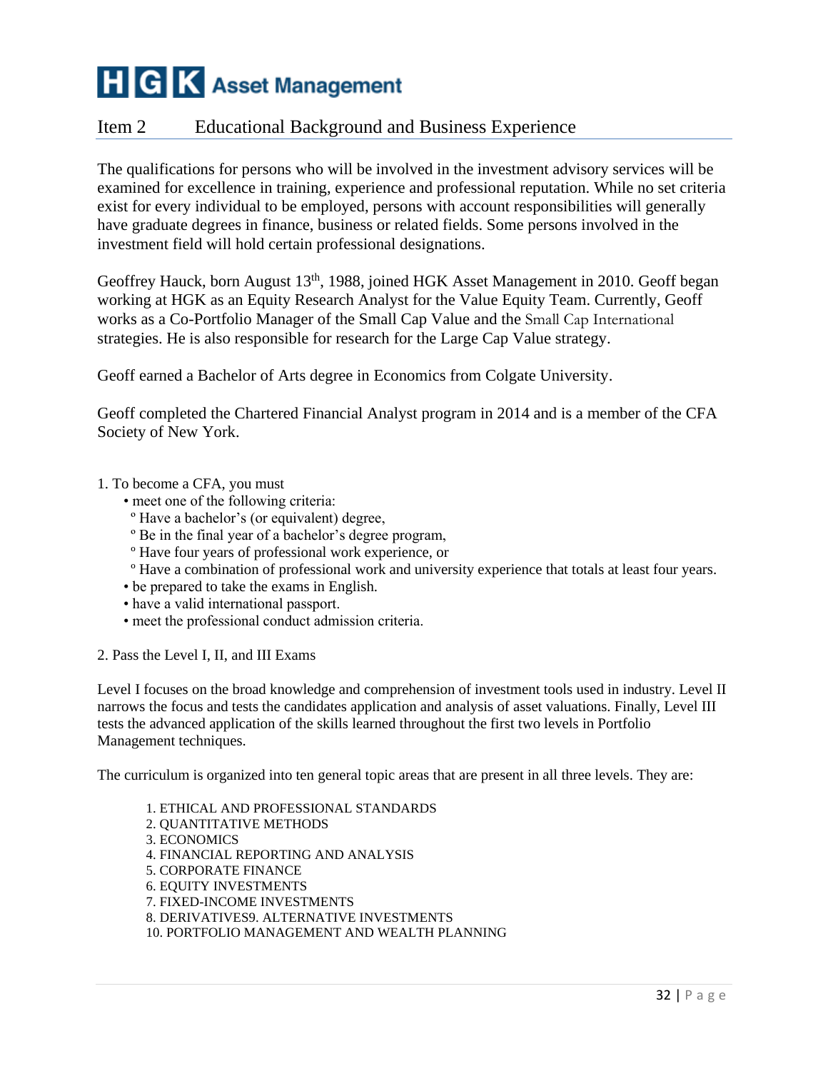# HGK Asset Management

## Item 2 Educational Background and Business Experience

The qualifications for persons who will be involved in the investment advisory services will be examined for excellence in training, experience and professional reputation. While no set criteria exist for every individual to be employed, persons with account responsibilities will generally have graduate degrees in finance, business or related fields. Some persons involved in the investment field will hold certain professional designations.

Geoffrey Hauck, born August 13th, 1988, joined HGK Asset Management in 2010. Geoff began working at HGK as an Equity Research Analyst for the Value Equity Team. Currently, Geoff works as a Co-Portfolio Manager of the Small Cap Value and the Small Cap International strategies. He is also responsible for research for the Large Cap Value strategy.

Geoff earned a Bachelor of Arts degree in Economics from Colgate University.

Geoff completed the Chartered Financial Analyst program in 2014 and is a member of the CFA Society of New York.

1. To become a CFA, you must
   - meet one of the following criteria:
     - Have a bachelor's (or equivalent) degree,
     - Be in the final year of a bachelor's degree program,
     - Have four years of professional work experience, or
     - Have a combination of professional work and university experience that totals at least four years.
   - be prepared to take the exams in English.
   - have a valid international passport.
   - meet the professional conduct admission criteria.

2. Pass the Level I, II, and III Exams

Level I focuses on the broad knowledge and comprehension of investment tools used in industry. Level II narrows the focus and tests the candidates application and analysis of asset valuations. Finally, Level III tests the advanced application of the skills learned throughout the first two levels in Portfolio Management techniques.

The curriculum is organized into ten general topic areas that are present in all three levels. They are:

1. ETHICAL AND PROFESSIONAL STANDARDS
2. QUANTITATIVE METHODS
3. ECONOMICS
4. FINANCIAL REPORTING AND ANALYSIS
5. CORPORATE FINANCE
6. EQUITY INVESTMENTS
7. FIXED-INCOME INVESTMENTS
8. DERIVATIVES9. ALTERNATIVE INVESTMENTS
10. PORTFOLIO MANAGEMENT AND WEALTH PLANNING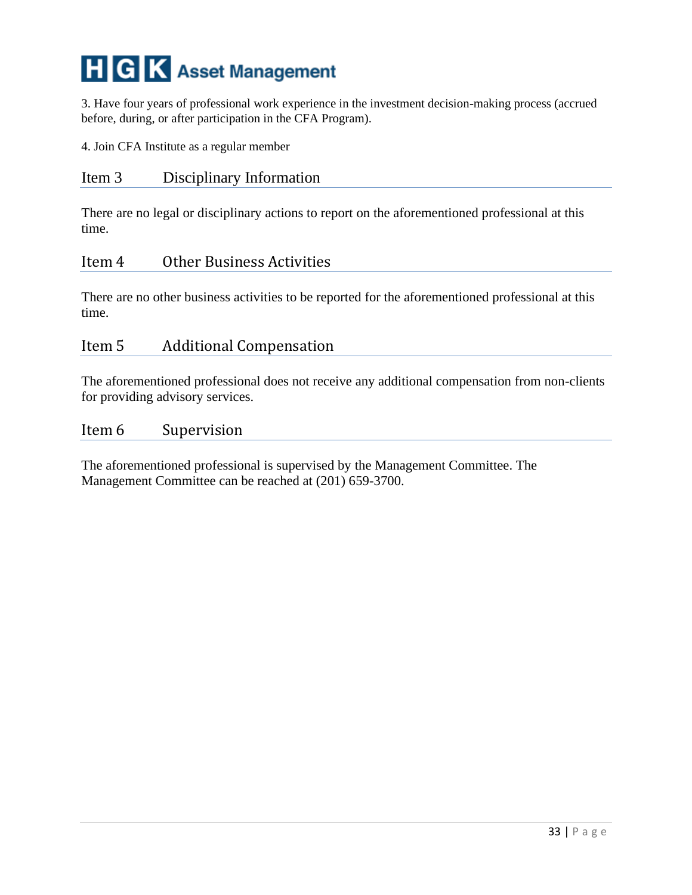3. Have four years of professional work experience in the investment decision-making process (accrued before, during, or after participation in the CFA Program).

4. Join CFA Institute as a regular member

## Item 3 Disciplinary Information

There are no legal or disciplinary actions to report on the aforementioned professional at this time.

## Item 4 Other Business Activities

There are no other business activities to be reported for the aforementioned professional at this time.

## Item 5 Additional Compensation

The aforementioned professional does not receive any additional compensation from non-clients for providing advisory services.

## Item 6 Supervision

The aforementioned professional is supervised by the Management Committee. The Management Committee can be reached at (201) 659-3700.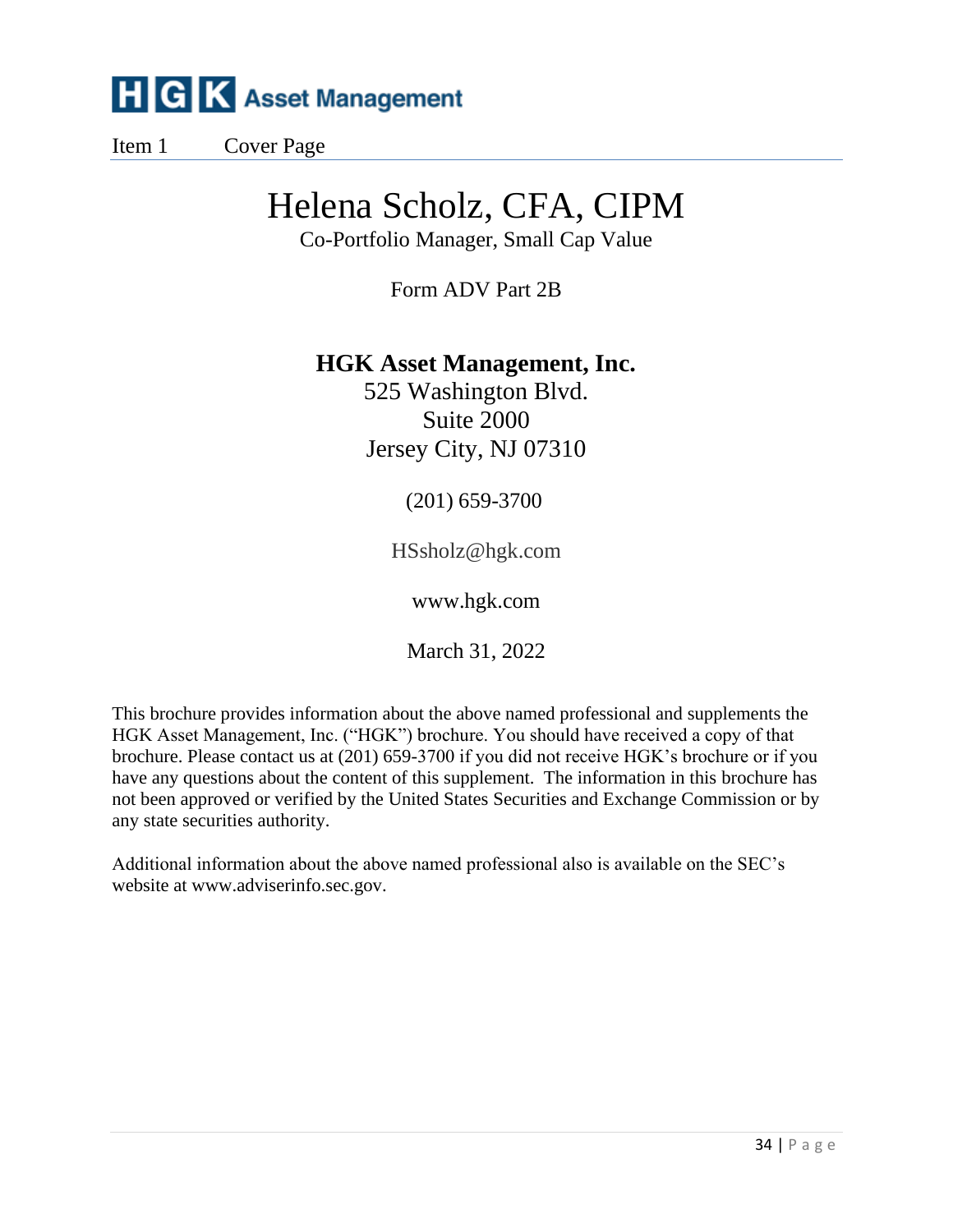HGK Asset Management

Item 1 Cover Page

# Helena Scholz, CFA, CIPM

Co-Portfolio Manager, Small Cap Value

Form ADV Part 2B

**HGK Asset Management, Inc.**

525 Washington Blvd.

Suite 2000

Jersey City, NJ 07310

(201) 659-3700

HSsholz@hgk.com

www.hgk.com

March 31, 2022

This brochure provides information about the above named professional and supplements the HGK Asset Management, Inc. ("HGK") brochure. You should have received a copy of that brochure. Please contact us at (201) 659-3700 if you did not receive HGK's brochure or if you have any questions about the content of this supplement. The information in this brochure has not been approved or verified by the United States Securities and Exchange Commission or by any state securities authority.

Additional information about the above named professional also is available on the SEC's website at www.adviserinfo.sec.gov.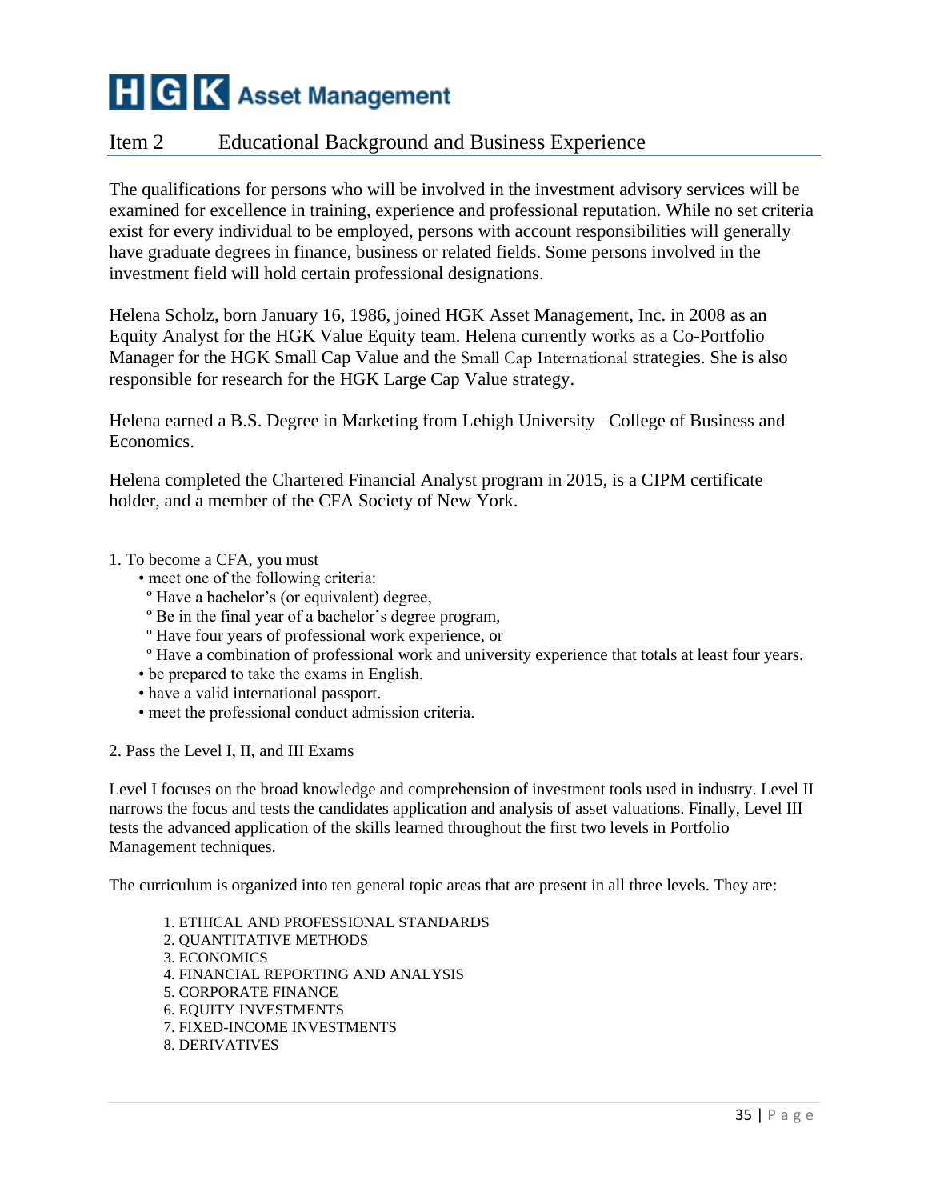# HGK Asset Management

## Item 2 Educational Background and Business Experience

The qualifications for persons who will be involved in the investment advisory services will be examined for excellence in training, experience and professional reputation. While no set criteria exist for every individual to be employed, persons with account responsibilities will generally have graduate degrees in finance, business or related fields. Some persons involved in the investment field will hold certain professional designations.

Helena Scholz, born January 16, 1986, joined HGK Asset Management, Inc. in 2008 as an Equity Analyst for the HGK Value Equity team. Helena currently works as a Co-Portfolio Manager for the HGK Small Cap Value and the Small Cap International strategies. She is also responsible for research for the HGK Large Cap Value strategy.

Helena earned a B.S. Degree in Marketing from Lehigh University– College of Business and Economics.

Helena completed the Chartered Financial Analyst program in 2015, is a CIPM certificate holder, and a member of the CFA Society of New York.

1. To become a CFA, you must
   - meet one of the following criteria:
     - Have a bachelor's (or equivalent) degree,
     - Be in the final year of a bachelor's degree program,
     - Have four years of professional work experience, or
     - Have a combination of professional work and university experience that totals at least four years.
   - be prepared to take the exams in English.
   - have a valid international passport.
   - meet the professional conduct admission criteria.

2. Pass the Level I, II, and III Exams

Level I focuses on the broad knowledge and comprehension of investment tools used in industry. Level II narrows the focus and tests the candidates application and analysis of asset valuations. Finally, Level III tests the advanced application of the skills learned throughout the first two levels in Portfolio Management techniques.

The curriculum is organized into ten general topic areas that are present in all three levels. They are:

1. ETHICAL AND PROFESSIONAL STANDARDS
2. QUANTITATIVE METHODS
3. ECONOMICS
4. FINANCIAL REPORTING AND ANALYSIS
5. CORPORATE FINANCE
6. EQUITY INVESTMENTS
7. FIXED-INCOME INVESTMENTS
8. DERIVATIVES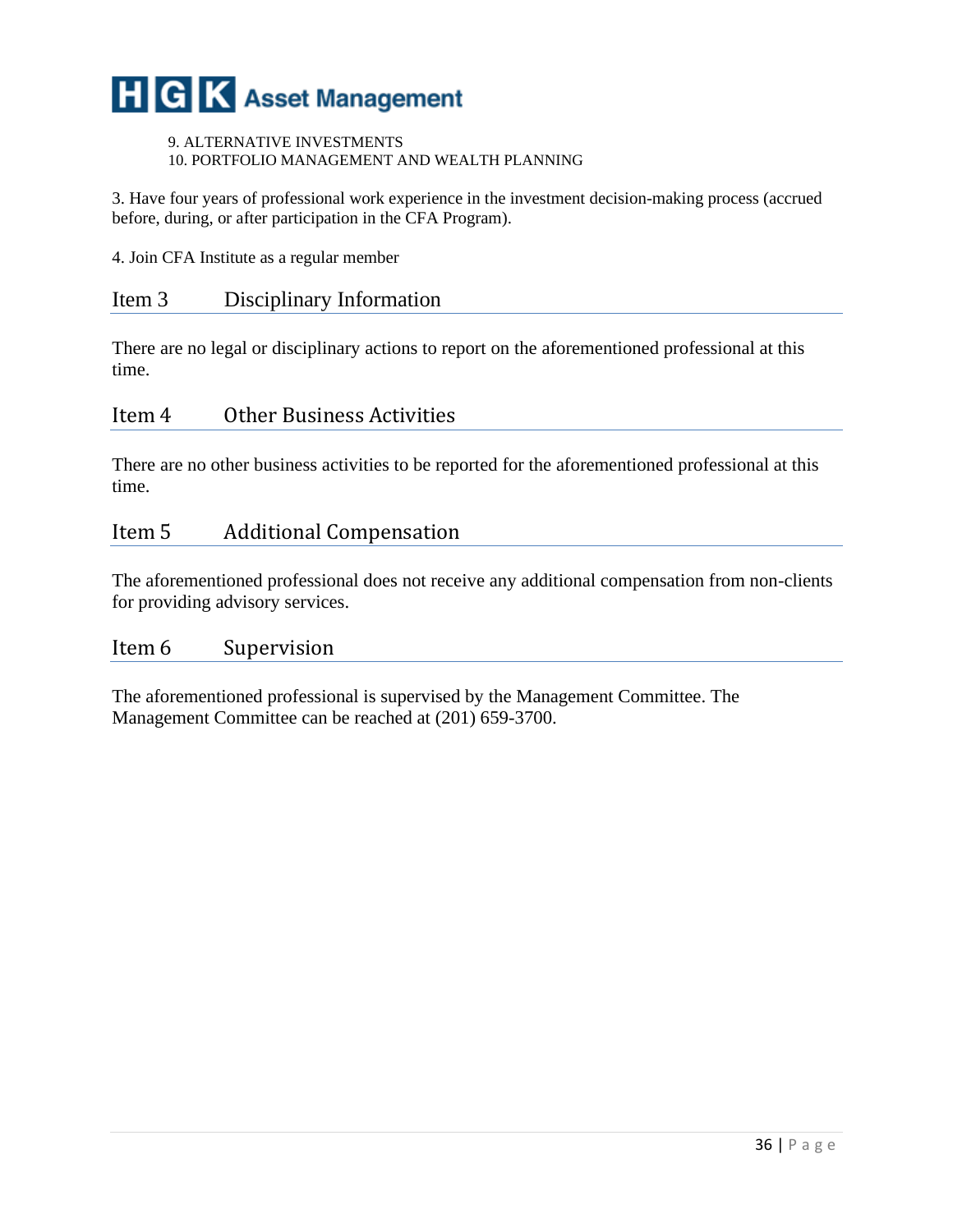9. ALTERNATIVE INVESTMENTS
10. PORTFOLIO MANAGEMENT AND WEALTH PLANNING

3. Have four years of professional work experience in the investment decision-making process (accrued before, during, or after participation in the CFA Program).

4. Join CFA Institute as a regular member

## Item 3 Disciplinary Information

There are no legal or disciplinary actions to report on the aforementioned professional at this time.

## Item 4 Other Business Activities

There are no other business activities to be reported for the aforementioned professional at this time.

## Item 5 Additional Compensation

The aforementioned professional does not receive any additional compensation from non-clients for providing advisory services.

## Item 6 Supervision

The aforementioned professional is supervised by the Management Committee. The Management Committee can be reached at (201) 659-3700.